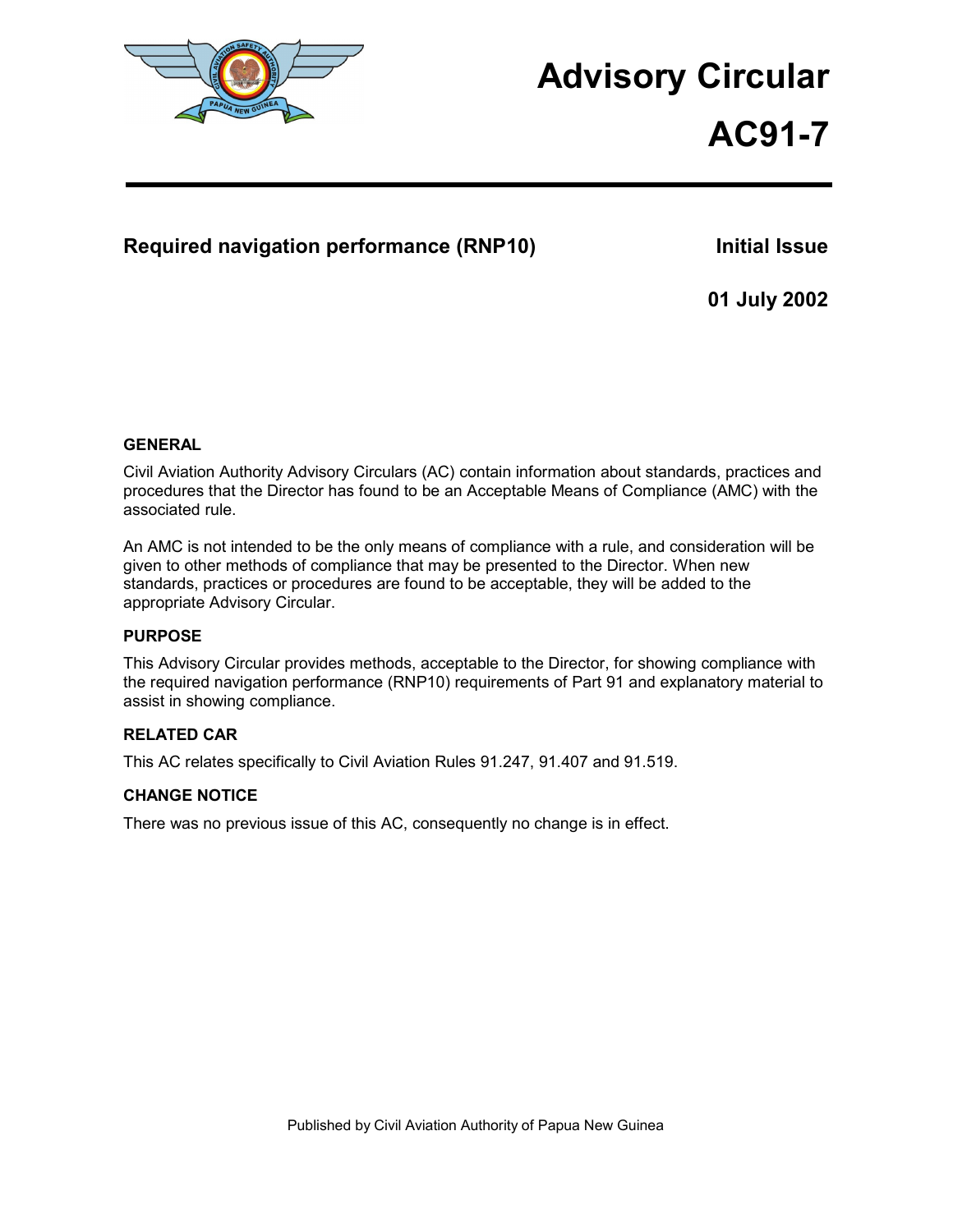# Advisory Circular

# AC91-7

## Required navigation performance (RNP10)

**Initial Issue**

**01 July 2002**

### GENERAL

Civil Aviation Authority Advisory Circulars (AC) contain information about standards, practices and procedures that the Director has found to be an Acceptable Means of Compliance (AMC) with the associated rule.

An AMC is not intended to be the only means of compliance with a rule, and consideration will be given to other methods of compliance that may be presented to the Director. When new standards, practices or procedures are found to be acceptable, they will be added to the appropriate Advisory Circular.

### PURPOSE

This Advisory Circular provides methods, acceptable to the Director, for showing compliance with the required navigation performance (RNP10) requirements of Part 91 and explanatory material to assist in showing compliance.

### RELATED CAR

This AC relates specifically to Civil Aviation Rules 91.247, 91.407 and 91.519.

### CHANGE NOTICE

There was no previous issue of this AC, consequently no change is in effect.

Published by Civil Aviation Authority of Papua New Guinea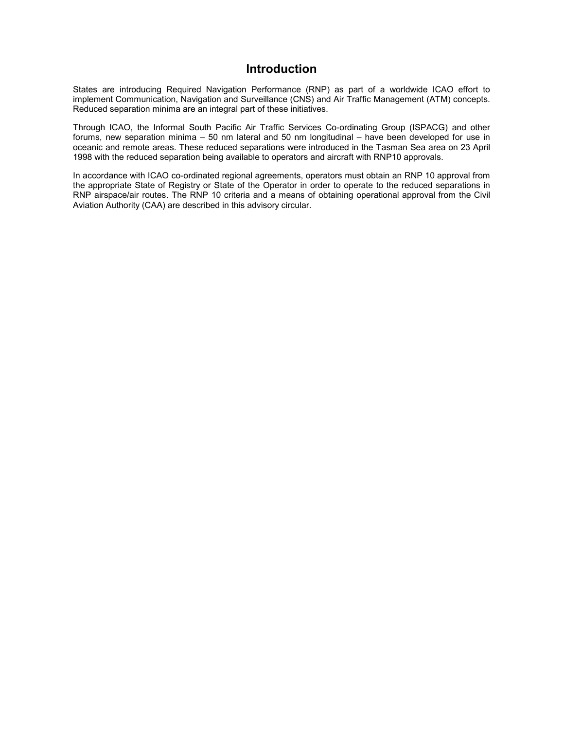# Introduction

States are introducing Required Navigation Performance (RNP) as part of a worldwide ICAO effort to implement Communication, Navigation and Surveillance (CNS) and Air Traffic Management (ATM) concepts. Reduced separation minima are an integral part of these initiatives.

Through ICAO, the Informal South Pacific Air Traffic Services Co-ordinating Group (ISPACG) and other forums, new separation minima – 50 nm lateral and 50 nm longitudinal – have been developed for use in oceanic and remote areas. These reduced separations were introduced in the Tasman Sea area on 23 April 1998 with the reduced separation being available to operators and aircraft with RNP10 approvals.

In accordance with ICAO co-ordinated regional agreements, operators must obtain an RNP 10 approval from the appropriate State of Registry or State of the Operator in order to operate to the reduced separations in RNP airspace/air routes. The RNP 10 criteria and a means of obtaining operational approval from the Civil Aviation Authority (CAA) are described in this advisory circular.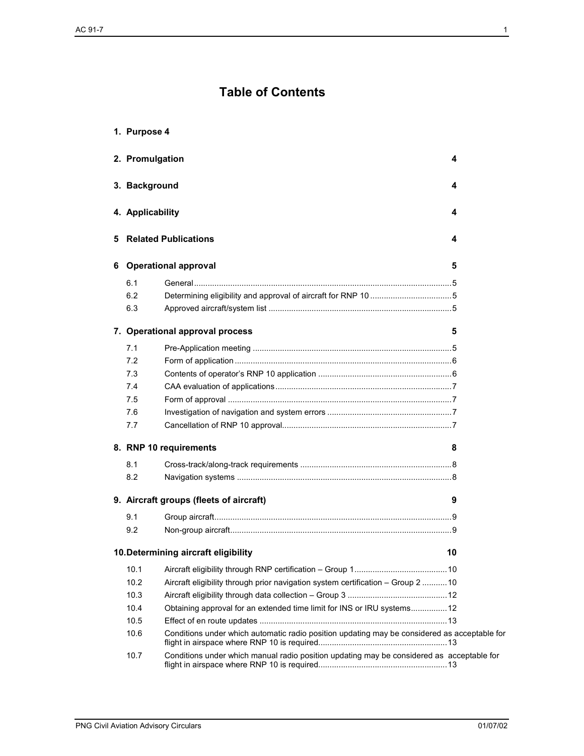# Table of Contents

**1. Purpose 4**

**2. Promulgation 4**

**3. Background 4**

**4. Applicability 4**

**5 Related Publications 4**

**6 Operational approval 5**

- 6.1 General.....5
- 6.2 Determining eligibility and approval of aircraft for RNP 10.....5
- 6.3 Approved aircraft/system list.....5

**7. Operational approval process 5**

- 7.1 Pre-Application meeting.....5
- 7.2 Form of application.....6
- 7.3 Contents of operator's RNP 10 application.....6
- 7.4 CAA evaluation of applications.....7
- 7.5 Form of approval.....7
- 7.6 Investigation of navigation and system errors.....7
- 7.7 Cancellation of RNP 10 approval.....7

**8. RNP 10 requirements 8**

- 8.1 Cross-track/along-track requirements.....8
- 8.2 Navigation systems.....8

**9. Aircraft groups (fleets of aircraft) 9**

- 9.1 Group aircraft.....9
- 9.2 Non-group aircraft.....9

**10. Determining aircraft eligibility 10**

- 10.1 Aircraft eligibility through RNP certification – Group 1.....10
- 10.2 Aircraft eligibility through prior navigation system certification – Group 2.....10
- 10.3 Aircraft eligibility through data collection – Group 3.....12
- 10.4 Obtaining approval for an extended time limit for INS or IRU systems.....12
- 10.5 Effect of en route updates.....13
- 10.6 Conditions under which automatic radio position updating may be considered as acceptable for flight in airspace where RNP 10 is required.....13
- 10.7 Conditions under which manual radio position updating may be considered as acceptable for flight in airspace where RNP 10 is required.....13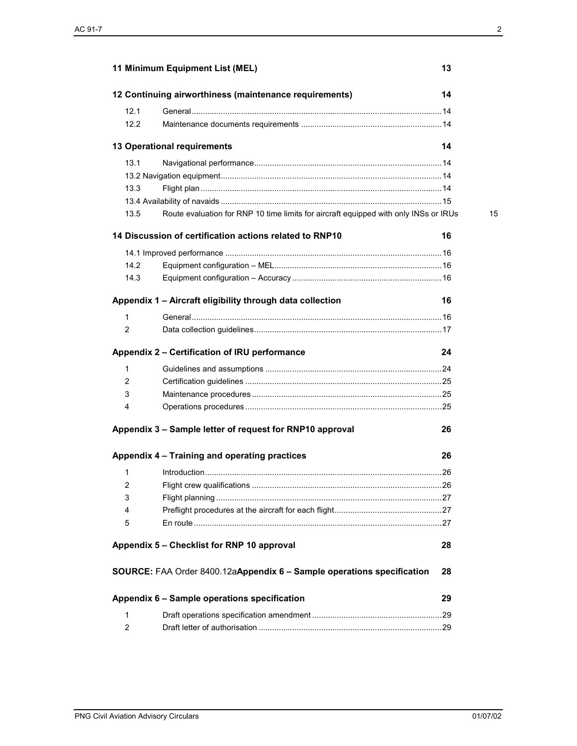| | | |
|---|---|---|
| **11 Minimum Equipment List (MEL)** | | **13** |
| **12 Continuing airworthiness (maintenance requirements)** | | **14** |
| 12.1 | General | 14 |
| 12.2 | Maintenance documents requirements | 14 |
| **13 Operational requirements** | | **14** |
| 13.1 | Navigational performance | 14 |
| 13.2 Navigation equipment | | 14 |
| 13.3 | Flight plan | 14 |
| 13.4 Availability of navaids | | 15 |
| 13.5 | Route evaluation for RNP 10 time limits for aircraft equipped with only INSs or IRUs | 15 |
| **14 Discussion of certification actions related to RNP10** | | **16** |
| 14.1 Improved performance | | 16 |
| 14.2 | Equipment configuration – MEL | 16 |
| 14.3 | Equipment configuration – Accuracy | 16 |
| **Appendix 1 – Aircraft eligibility through data collection** | | **16** |
| 1 | General | 16 |
| 2 | Data collection guidelines | 17 |
| **Appendix 2 – Certification of IRU performance** | | **24** |
| 1 | Guidelines and assumptions | 24 |
| 2 | Certification guidelines | 25 |
| 3 | Maintenance procedures | 25 |
| 4 | Operations procedures | 25 |
| **Appendix 3 – Sample letter of request for RNP10 approval** | | **26** |
| **Appendix 4 – Training and operating practices** | | **26** |
| 1 | Introduction | 26 |
| 2 | Flight crew qualifications | 26 |
| 3 | Flight planning | 27 |
| 4 | Preflight procedures at the aircraft for each flight | 27 |
| 5 | En route | 27 |
| **Appendix 5 – Checklist for RNP 10 approval** | | **28** |
| **SOURCE:** FAA Order 8400.12a**Appendix 6 – Sample operations specification** | | **28** |
| **Appendix 6 – Sample operations specification** | | **29** |
| 1 | Draft operations specification amendment | 29 |
| 2 | Draft letter of authorisation | 29 |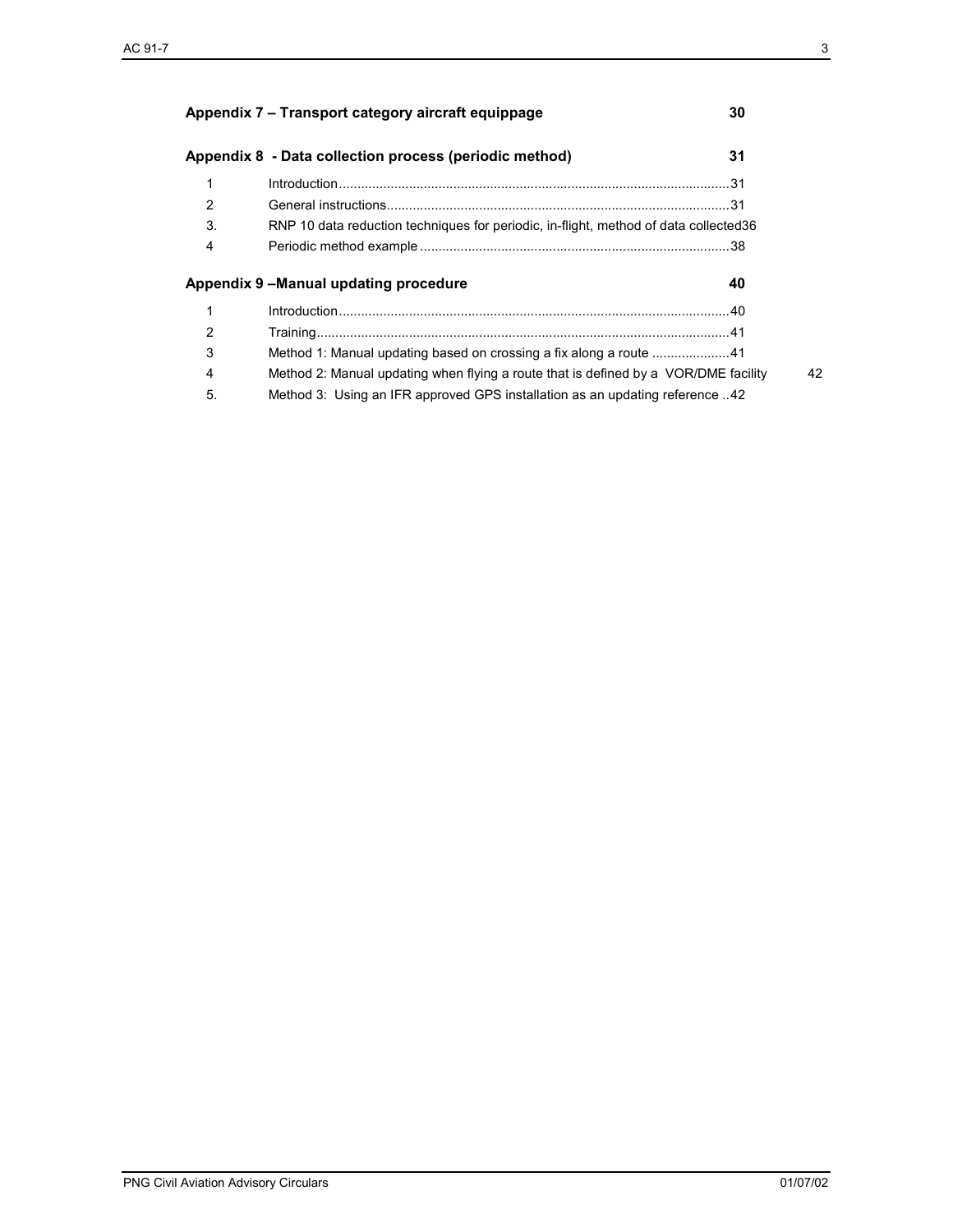**Appendix 7 – Transport category aircraft equippage** **30**

**Appendix 8 - Data collection process (periodic method)** **31**

| | | |
|---|---|---|
| 1 | Introduction | 31 |
| 2 | General instructions | 31 |
| 3. | RNP 10 data reduction techniques for periodic, in-flight, method of data collected | 36 |
| 4 | Periodic method example | 38 |

**Appendix 9 –Manual updating procedure** **40**

| | | |
|---|---|---|
| 1 | Introduction | 40 |
| 2 | Training | 41 |
| 3 | Method 1: Manual updating based on crossing a fix along a route | 41 |
| 4 | Method 2: Manual updating when flying a route that is defined by a VOR/DME facility | 42 |
| 5. | Method 3: Using an IFR approved GPS installation as an updating reference | 42 |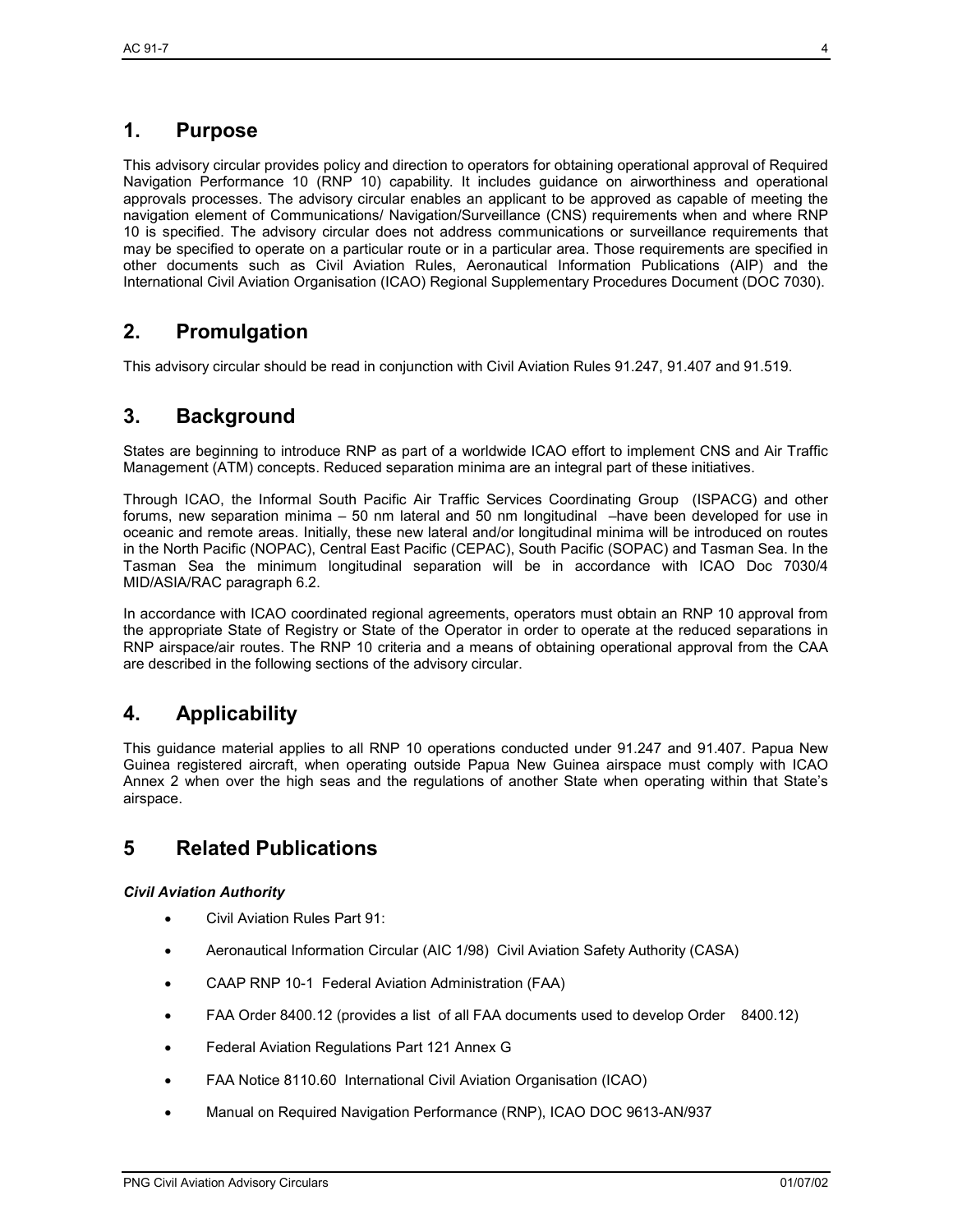## 1. Purpose

This advisory circular provides policy and direction to operators for obtaining operational approval of Required Navigation Performance 10 (RNP 10) capability. It includes guidance on airworthiness and operational approvals processes. The advisory circular enables an applicant to be approved as capable of meeting the navigation element of Communications/ Navigation/Surveillance (CNS) requirements when and where RNP 10 is specified. The advisory circular does not address communications or surveillance requirements that may be specified to operate on a particular route or in a particular area. Those requirements are specified in other documents such as Civil Aviation Rules, Aeronautical Information Publications (AIP) and the International Civil Aviation Organisation (ICAO) Regional Supplementary Procedures Document (DOC 7030).

## 2. Promulgation

This advisory circular should be read in conjunction with Civil Aviation Rules 91.247, 91.407 and 91.519.

## 3. Background

States are beginning to introduce RNP as part of a worldwide ICAO effort to implement CNS and Air Traffic Management (ATM) concepts. Reduced separation minima are an integral part of these initiatives.

Through ICAO, the Informal South Pacific Air Traffic Services Coordinating Group (ISPACG) and other forums, new separation minima – 50 nm lateral and 50 nm longitudinal –have been developed for use in oceanic and remote areas. Initially, these new lateral and/or longitudinal minima will be introduced on routes in the North Pacific (NOPAC), Central East Pacific (CEPAC), South Pacific (SOPAC) and Tasman Sea. In the Tasman Sea the minimum longitudinal separation will be in accordance with ICAO Doc 7030/4 MID/ASIA/RAC paragraph 6.2.

In accordance with ICAO coordinated regional agreements, operators must obtain an RNP 10 approval from the appropriate State of Registry or State of the Operator in order to operate at the reduced separations in RNP airspace/air routes. The RNP 10 criteria and a means of obtaining operational approval from the CAA are described in the following sections of the advisory circular.

## 4. Applicability

This guidance material applies to all RNP 10 operations conducted under 91.247 and 91.407. Papua New Guinea registered aircraft, when operating outside Papua New Guinea airspace must comply with ICAO Annex 2 when over the high seas and the regulations of another State when operating within that State's airspace.

## 5 Related Publications

***Civil Aviation Authority***

- Civil Aviation Rules Part 91:
- Aeronautical Information Circular (AIC 1/98) Civil Aviation Safety Authority (CASA)
- CAAP RNP 10-1 Federal Aviation Administration (FAA)
- FAA Order 8400.12 (provides a list of all FAA documents used to develop Order 8400.12)
- Federal Aviation Regulations Part 121 Annex G
- FAA Notice 8110.60 International Civil Aviation Organisation (ICAO)
- Manual on Required Navigation Performance (RNP), ICAO DOC 9613-AN/937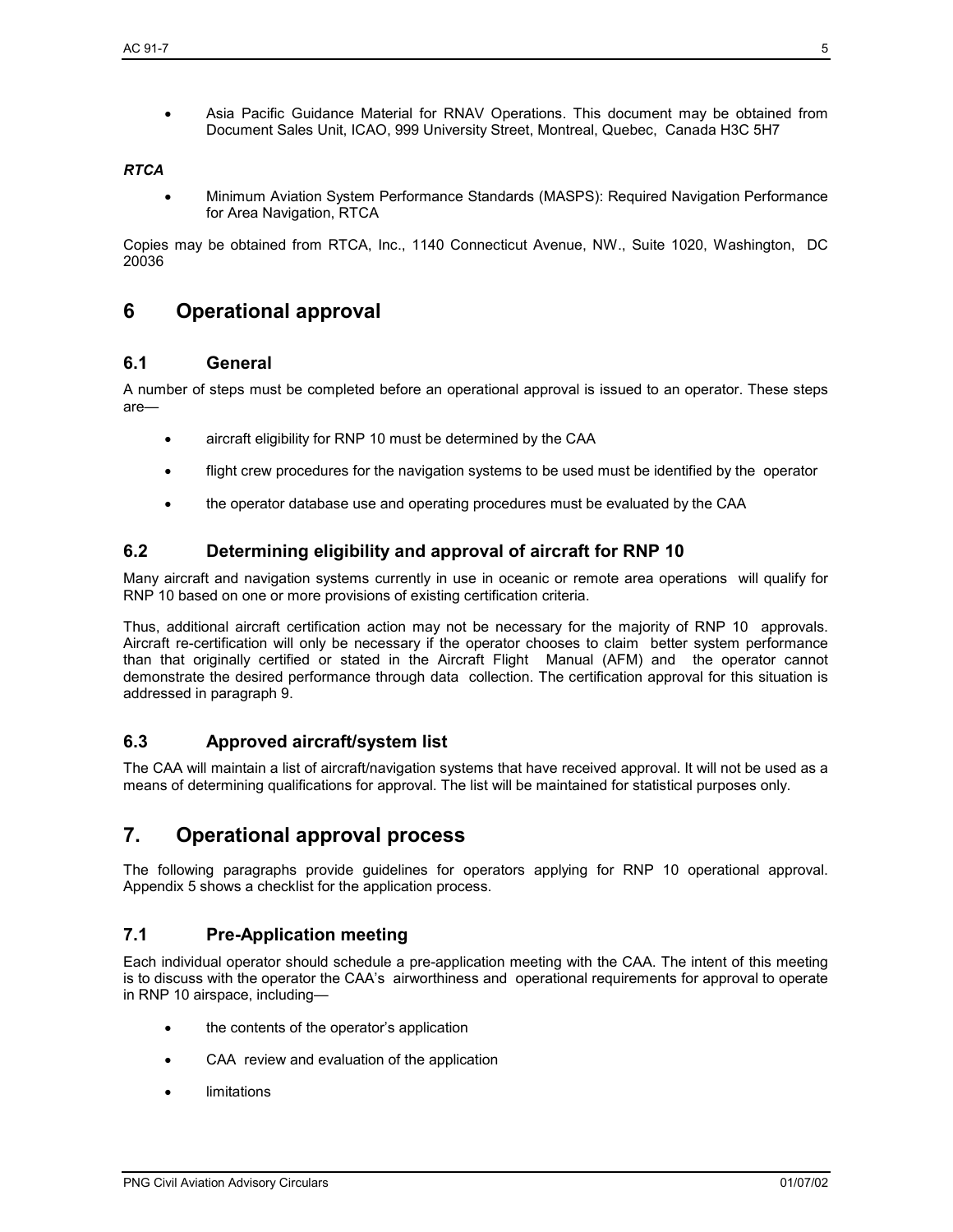- Asia Pacific Guidance Material for RNAV Operations. This document may be obtained from Document Sales Unit, ICAO, 999 University Street, Montreal, Quebec, Canada H3C 5H7

***RTCA***

- Minimum Aviation System Performance Standards (MASPS): Required Navigation Performance for Area Navigation, RTCA

Copies may be obtained from RTCA, Inc., 1140 Connecticut Avenue, NW., Suite 1020, Washington, DC 20036

# 6 Operational approval

## 6.1 General

A number of steps must be completed before an operational approval is issued to an operator. These steps are—

- aircraft eligibility for RNP 10 must be determined by the CAA
- flight crew procedures for the navigation systems to be used must be identified by the operator
- the operator database use and operating procedures must be evaluated by the CAA

## 6.2 Determining eligibility and approval of aircraft for RNP 10

Many aircraft and navigation systems currently in use in oceanic or remote area operations will qualify for RNP 10 based on one or more provisions of existing certification criteria.

Thus, additional aircraft certification action may not be necessary for the majority of RNP 10 approvals. Aircraft re-certification will only be necessary if the operator chooses to claim better system performance than that originally certified or stated in the Aircraft Flight Manual (AFM) and the operator cannot demonstrate the desired performance through data collection. The certification approval for this situation is addressed in paragraph 9.

## 6.3 Approved aircraft/system list

The CAA will maintain a list of aircraft/navigation systems that have received approval. It will not be used as a means of determining qualifications for approval. The list will be maintained for statistical purposes only.

# 7. Operational approval process

The following paragraphs provide guidelines for operators applying for RNP 10 operational approval. Appendix 5 shows a checklist for the application process.

## 7.1 Pre-Application meeting

Each individual operator should schedule a pre-application meeting with the CAA. The intent of this meeting is to discuss with the operator the CAA's airworthiness and operational requirements for approval to operate in RNP 10 airspace, including—

- the contents of the operator's application
- CAA review and evaluation of the application
- limitations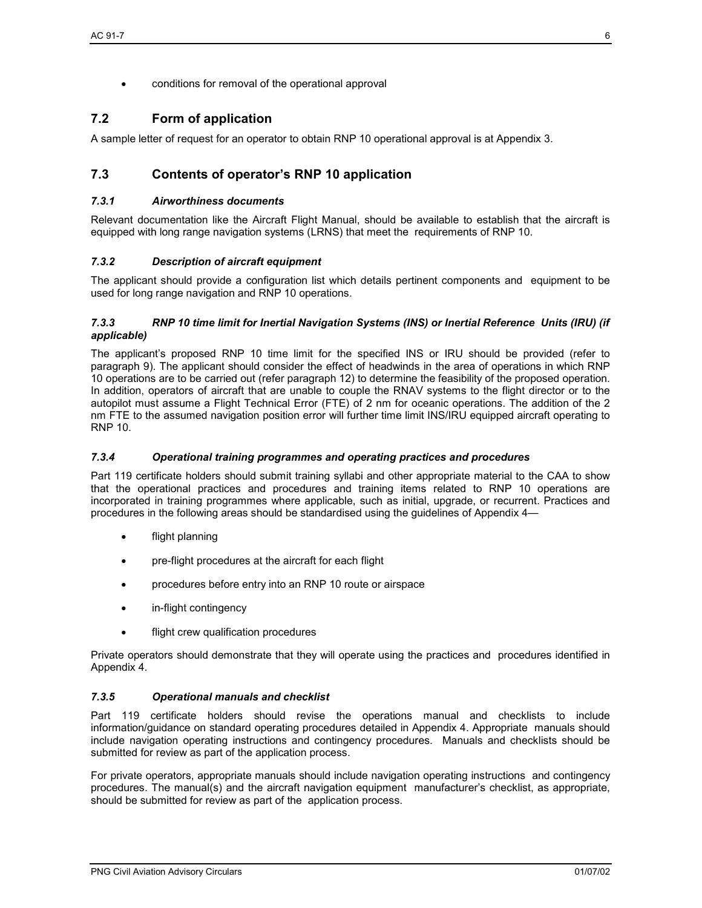- conditions for removal of the operational approval

## 7.2 Form of application

A sample letter of request for an operator to obtain RNP 10 operational approval is at Appendix 3.

## 7.3 Contents of operator's RNP 10 application

### *7.3.1 Airworthiness documents*

Relevant documentation like the Aircraft Flight Manual, should be available to establish that the aircraft is equipped with long range navigation systems (LRNS) that meet the requirements of RNP 10.

### *7.3.2 Description of aircraft equipment*

The applicant should provide a configuration list which details pertinent components and equipment to be used for long range navigation and RNP 10 operations.

### *7.3.3 RNP 10 time limit for Inertial Navigation Systems (INS) or Inertial Reference Units (IRU) (if applicable)*

The applicant's proposed RNP 10 time limit for the specified INS or IRU should be provided (refer to paragraph 9). The applicant should consider the effect of headwinds in the area of operations in which RNP 10 operations are to be carried out (refer paragraph 12) to determine the feasibility of the proposed operation. In addition, operators of aircraft that are unable to couple the RNAV systems to the flight director or to the autopilot must assume a Flight Technical Error (FTE) of 2 nm for oceanic operations. The addition of the 2 nm FTE to the assumed navigation position error will further time limit INS/IRU equipped aircraft operating to RNP 10.

### *7.3.4 Operational training programmes and operating practices and procedures*

Part 119 certificate holders should submit training syllabi and other appropriate material to the CAA to show that the operational practices and procedures and training items related to RNP 10 operations are incorporated in training programmes where applicable, such as initial, upgrade, or recurrent. Practices and procedures in the following areas should be standardised using the guidelines of Appendix 4—

- flight planning
- pre-flight procedures at the aircraft for each flight
- procedures before entry into an RNP 10 route or airspace
- in-flight contingency
- flight crew qualification procedures

Private operators should demonstrate that they will operate using the practices and procedures identified in Appendix 4.

### *7.3.5 Operational manuals and checklist*

Part 119 certificate holders should revise the operations manual and checklists to include information/guidance on standard operating procedures detailed in Appendix 4. Appropriate manuals should include navigation operating instructions and contingency procedures. Manuals and checklists should be submitted for review as part of the application process.

For private operators, appropriate manuals should include navigation operating instructions and contingency procedures. The manual(s) and the aircraft navigation equipment manufacturer's checklist, as appropriate, should be submitted for review as part of the application process.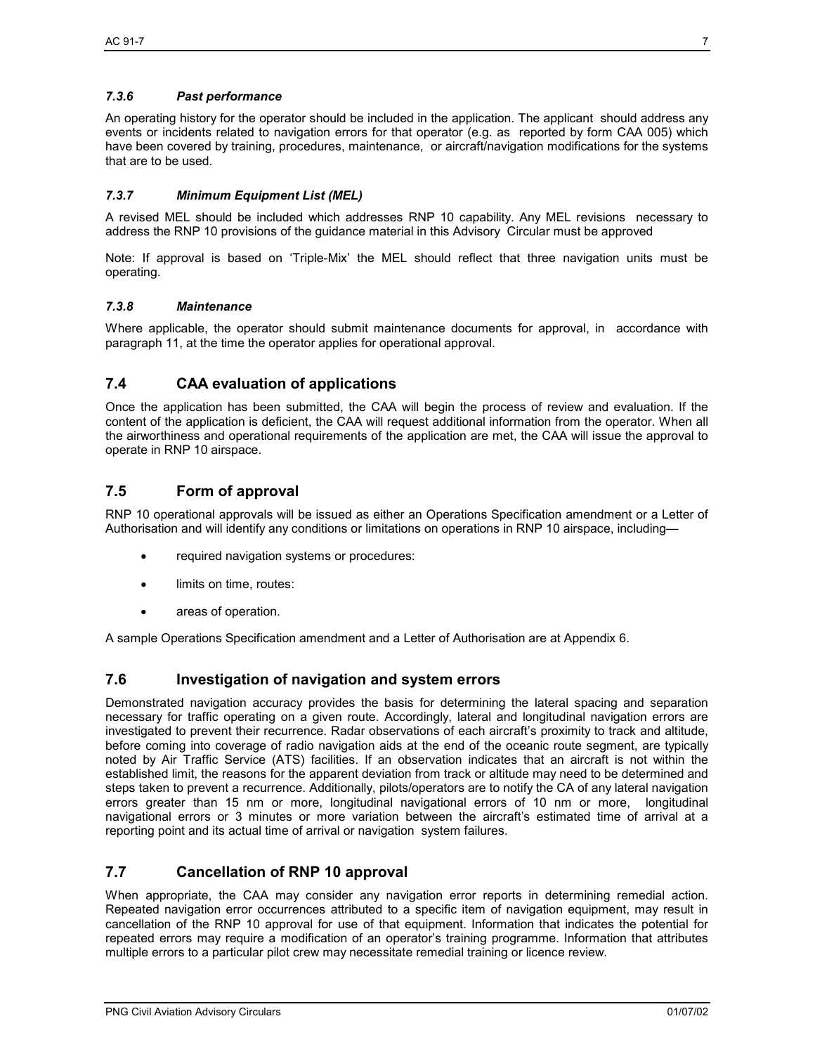#### *7.3.6 Past performance*

An operating history for the operator should be included in the application. The applicant should address any events or incidents related to navigation errors for that operator (e.g. as reported by form CAA 005) which have been covered by training, procedures, maintenance, or aircraft/navigation modifications for the systems that are to be used.

#### *7.3.7 Minimum Equipment List (MEL)*

A revised MEL should be included which addresses RNP 10 capability. Any MEL revisions necessary to address the RNP 10 provisions of the guidance material in this Advisory Circular must be approved

Note: If approval is based on 'Triple-Mix' the MEL should reflect that three navigation units must be operating.

#### *7.3.8 Maintenance*

Where applicable, the operator should submit maintenance documents for approval, in accordance with paragraph 11, at the time the operator applies for operational approval.

## 7.4 CAA evaluation of applications

Once the application has been submitted, the CAA will begin the process of review and evaluation. If the content of the application is deficient, the CAA will request additional information from the operator. When all the airworthiness and operational requirements of the application are met, the CAA will issue the approval to operate in RNP 10 airspace.

## 7.5 Form of approval

RNP 10 operational approvals will be issued as either an Operations Specification amendment or a Letter of Authorisation and will identify any conditions or limitations on operations in RNP 10 airspace, including—

- required navigation systems or procedures:
- limits on time, routes:
- areas of operation.

A sample Operations Specification amendment and a Letter of Authorisation are at Appendix 6.

## 7.6 Investigation of navigation and system errors

Demonstrated navigation accuracy provides the basis for determining the lateral spacing and separation necessary for traffic operating on a given route. Accordingly, lateral and longitudinal navigation errors are investigated to prevent their recurrence. Radar observations of each aircraft's proximity to track and altitude, before coming into coverage of radio navigation aids at the end of the oceanic route segment, are typically noted by Air Traffic Service (ATS) facilities. If an observation indicates that an aircraft is not within the established limit, the reasons for the apparent deviation from track or altitude may need to be determined and steps taken to prevent a recurrence. Additionally, pilots/operators are to notify the CA of any lateral navigation errors greater than 15 nm or more, longitudinal navigational errors of 10 nm or more, longitudinal navigational errors or 3 minutes or more variation between the aircraft's estimated time of arrival at a reporting point and its actual time of arrival or navigation system failures.

## 7.7 Cancellation of RNP 10 approval

When appropriate, the CAA may consider any navigation error reports in determining remedial action. Repeated navigation error occurrences attributed to a specific item of navigation equipment, may result in cancellation of the RNP 10 approval for use of that equipment. Information that indicates the potential for repeated errors may require a modification of an operator's training programme. Information that attributes multiple errors to a particular pilot crew may necessitate remedial training or licence review.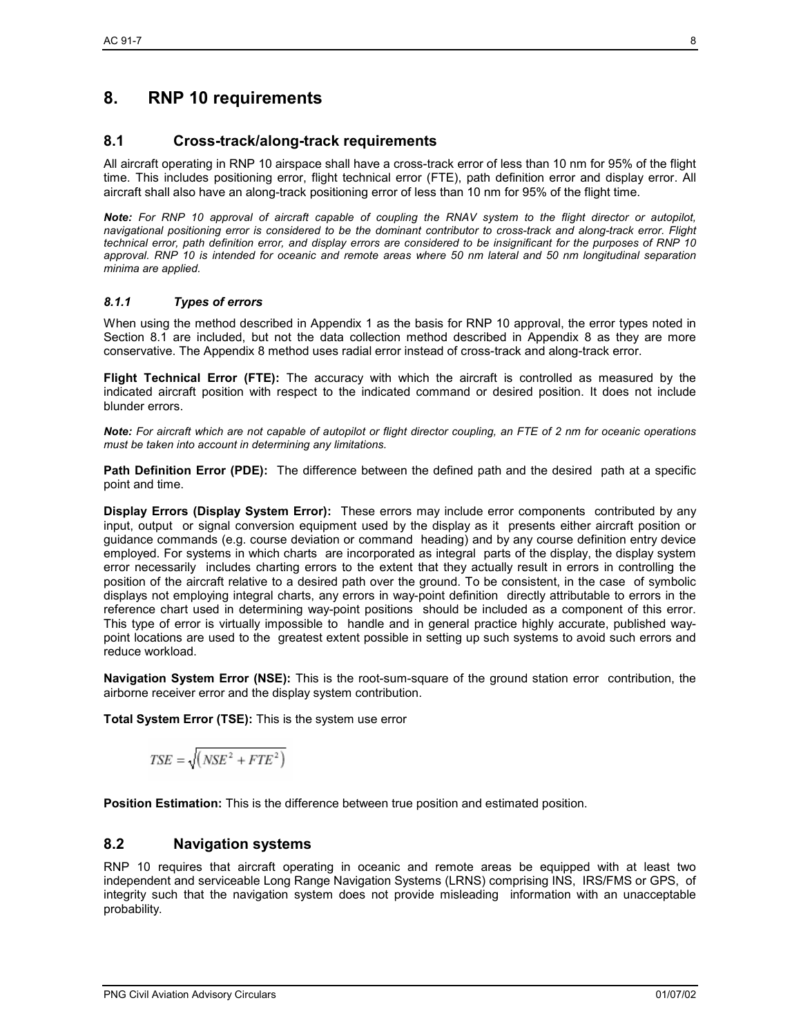# 8. RNP 10 requirements

## 8.1 Cross-track/along-track requirements

All aircraft operating in RNP 10 airspace shall have a cross-track error of less than 10 nm for 95% of the flight time. This includes positioning error, flight technical error (FTE), path definition error and display error. All aircraft shall also have an along-track positioning error of less than 10 nm for 95% of the flight time.

***Note:*** *For RNP 10 approval of aircraft capable of coupling the RNAV system to the flight director or autopilot, navigational positioning error is considered to be the dominant contributor to cross-track and along-track error. Flight technical error, path definition error, and display errors are considered to be insignificant for the purposes of RNP 10 approval. RNP 10 is intended for oceanic and remote areas where 50 nm lateral and 50 nm longitudinal separation minima are applied.*

### *8.1.1 Types of errors*

When using the method described in Appendix 1 as the basis for RNP 10 approval, the error types noted in Section 8.1 are included, but not the data collection method described in Appendix 8 as they are more conservative. The Appendix 8 method uses radial error instead of cross-track and along-track error.

**Flight Technical Error (FTE):** The accuracy with which the aircraft is controlled as measured by the indicated aircraft position with respect to the indicated command or desired position. It does not include blunder errors.

***Note:*** *For aircraft which are not capable of autopilot or flight director coupling, an FTE of 2 nm for oceanic operations must be taken into account in determining any limitations.*

**Path Definition Error (PDE):** The difference between the defined path and the desired path at a specific point and time.

**Display Errors (Display System Error):** These errors may include error components contributed by any input, output or signal conversion equipment used by the display as it presents either aircraft position or guidance commands (e.g. course deviation or command heading) and by any course definition entry device employed. For systems in which charts are incorporated as integral parts of the display, the display system error necessarily includes charting errors to the extent that they actually result in errors in controlling the position of the aircraft relative to a desired path over the ground. To be consistent, in the case of symbolic displays not employing integral charts, any errors in way-point definition directly attributable to errors in the reference chart used in determining way-point positions should be included as a component of this error. This type of error is virtually impossible to handle and in general practice highly accurate, published way-point locations are used to the greatest extent possible in setting up such systems to avoid such errors and reduce workload.

**Navigation System Error (NSE):** This is the root-sum-square of the ground station error contribution, the airborne receiver error and the display system contribution.

**Total System Error (TSE):** This is the system use error

$$TSE = \sqrt{\left(NSE^2 + FTE^2\right)}$$

**Position Estimation:** This is the difference between true position and estimated position.

## 8.2 Navigation systems

RNP 10 requires that aircraft operating in oceanic and remote areas be equipped with at least two independent and serviceable Long Range Navigation Systems (LRNS) comprising INS, IRS/FMS or GPS, of integrity such that the navigation system does not provide misleading information with an unacceptable probability.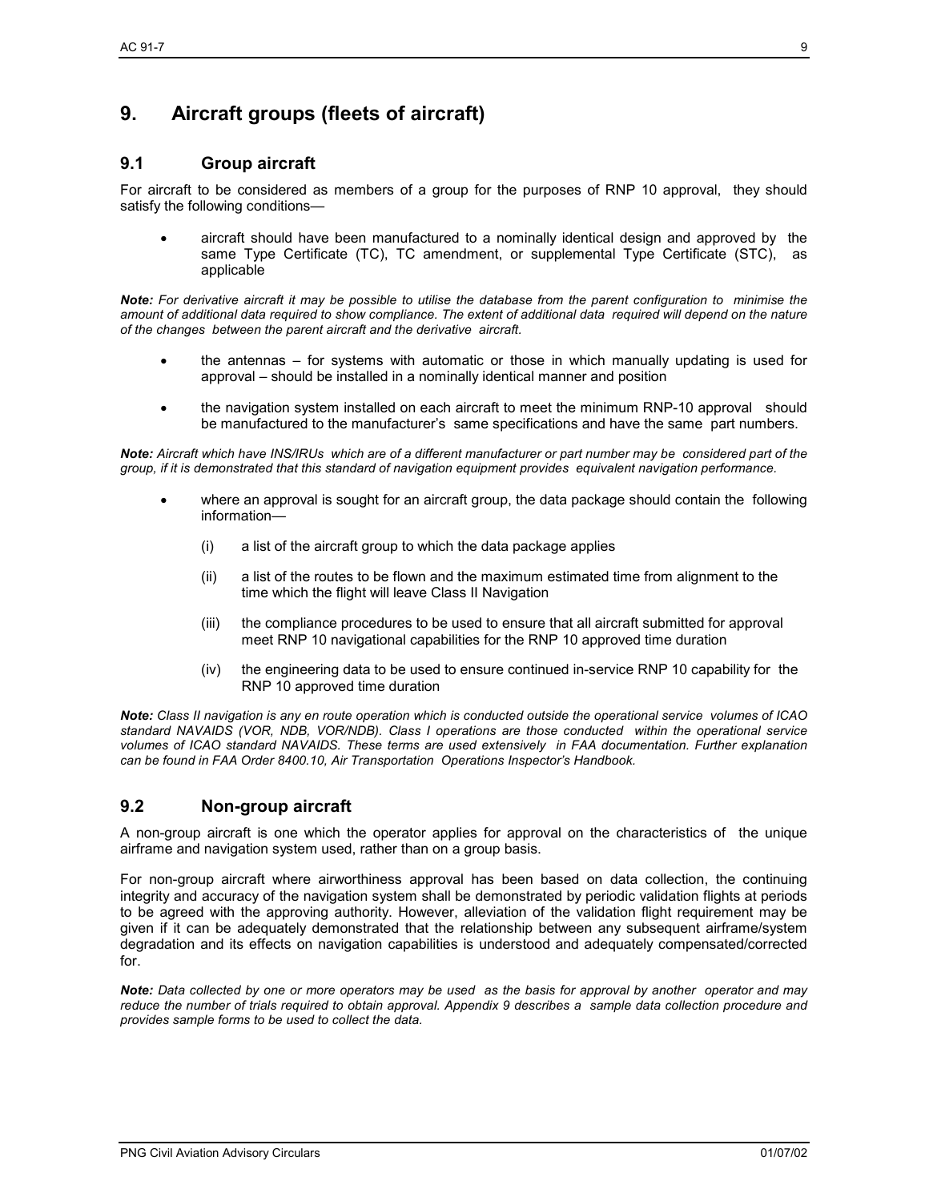# 9. Aircraft groups (fleets of aircraft)

## 9.1 Group aircraft

For aircraft to be considered as members of a group for the purposes of RNP 10 approval, they should satisfy the following conditions—

- aircraft should have been manufactured to a nominally identical design and approved by the same Type Certificate (TC), TC amendment, or supplemental Type Certificate (STC), as applicable

***Note:*** *For derivative aircraft it may be possible to utilise the database from the parent configuration to minimise the amount of additional data required to show compliance. The extent of additional data required will depend on the nature of the changes between the parent aircraft and the derivative aircraft.*

- the antennas – for systems with automatic or those in which manually updating is used for approval – should be installed in a nominally identical manner and position
- the navigation system installed on each aircraft to meet the minimum RNP-10 approval should be manufactured to the manufacturer's same specifications and have the same part numbers.

***Note:*** *Aircraft which have INS/IRUs which are of a different manufacturer or part number may be considered part of the group, if it is demonstrated that this standard of navigation equipment provides equivalent navigation performance.*

- where an approval is sought for an aircraft group, the data package should contain the following information—
  - (i) a list of the aircraft group to which the data package applies
  - (ii) a list of the routes to be flown and the maximum estimated time from alignment to the time which the flight will leave Class II Navigation
  - (iii) the compliance procedures to be used to ensure that all aircraft submitted for approval meet RNP 10 navigational capabilities for the RNP 10 approved time duration
  - (iv) the engineering data to be used to ensure continued in-service RNP 10 capability for the RNP 10 approved time duration

***Note:*** *Class II navigation is any en route operation which is conducted outside the operational service volumes of ICAO standard NAVAIDS (VOR, NDB, VOR/NDB). Class I operations are those conducted within the operational service volumes of ICAO standard NAVAIDS. These terms are used extensively in FAA documentation. Further explanation can be found in FAA Order 8400.10, Air Transportation Operations Inspector's Handbook.*

## 9.2 Non-group aircraft

A non-group aircraft is one which the operator applies for approval on the characteristics of the unique airframe and navigation system used, rather than on a group basis.

For non-group aircraft where airworthiness approval has been based on data collection, the continuing integrity and accuracy of the navigation system shall be demonstrated by periodic validation flights at periods to be agreed with the approving authority. However, alleviation of the validation flight requirement may be given if it can be adequately demonstrated that the relationship between any subsequent airframe/system degradation and its effects on navigation capabilities is understood and adequately compensated/corrected for.

***Note:*** *Data collected by one or more operators may be used as the basis for approval by another operator and may reduce the number of trials required to obtain approval. Appendix 9 describes a sample data collection procedure and provides sample forms to be used to collect the data.*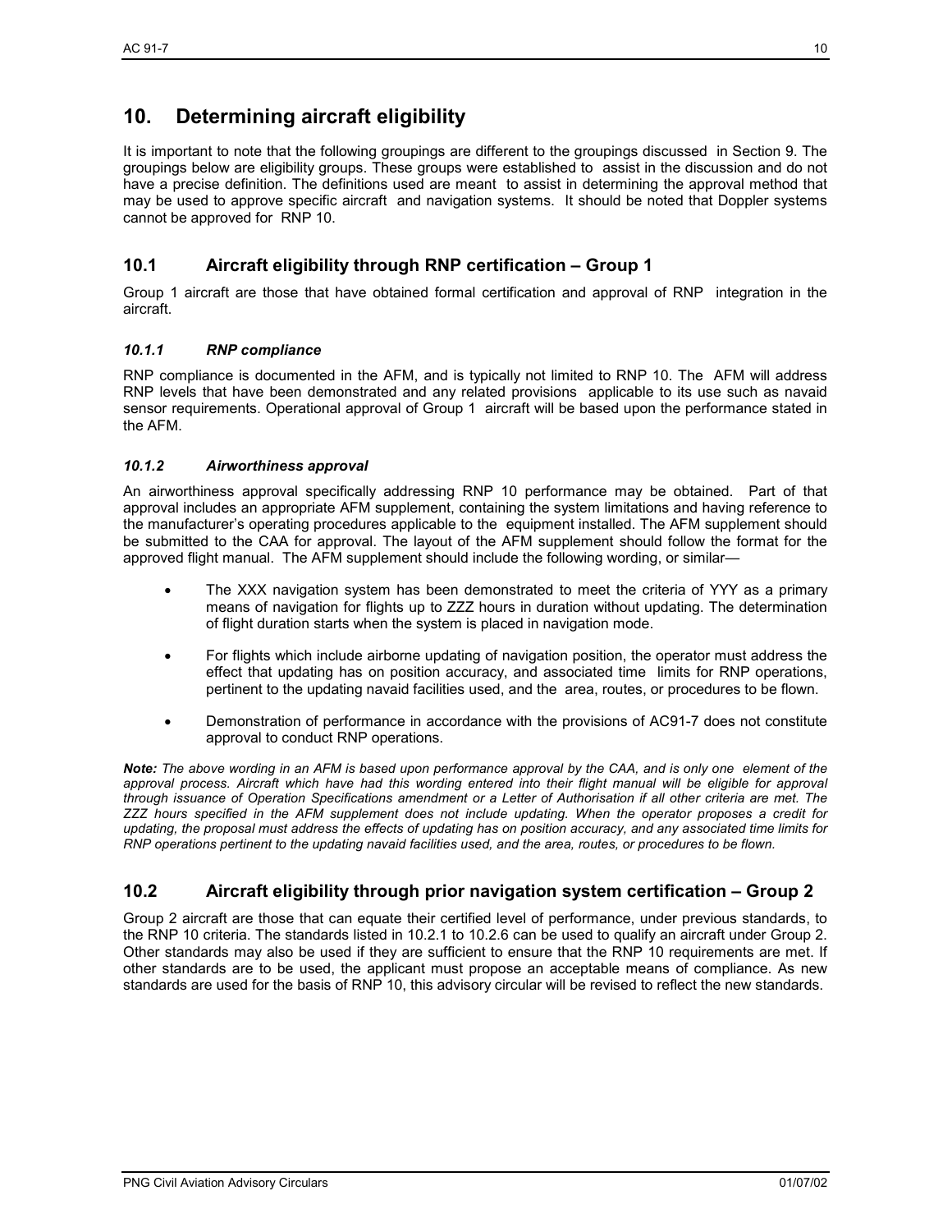# 10. Determining aircraft eligibility

It is important to note that the following groupings are different to the groupings discussed in Section 9. The groupings below are eligibility groups. These groups were established to assist in the discussion and do not have a precise definition. The definitions used are meant to assist in determining the approval method that may be used to approve specific aircraft and navigation systems. It should be noted that Doppler systems cannot be approved for RNP 10.

## 10.1 Aircraft eligibility through RNP certification – Group 1

Group 1 aircraft are those that have obtained formal certification and approval of RNP integration in the aircraft.

### *10.1.1 RNP compliance*

RNP compliance is documented in the AFM, and is typically not limited to RNP 10. The AFM will address RNP levels that have been demonstrated and any related provisions applicable to its use such as navaid sensor requirements. Operational approval of Group 1 aircraft will be based upon the performance stated in the AFM.

### *10.1.2 Airworthiness approval*

An airworthiness approval specifically addressing RNP 10 performance may be obtained. Part of that approval includes an appropriate AFM supplement, containing the system limitations and having reference to the manufacturer's operating procedures applicable to the equipment installed. The AFM supplement should be submitted to the CAA for approval. The layout of the AFM supplement should follow the format for the approved flight manual. The AFM supplement should include the following wording, or similar—

- The XXX navigation system has been demonstrated to meet the criteria of YYY as a primary means of navigation for flights up to ZZZ hours in duration without updating. The determination of flight duration starts when the system is placed in navigation mode.
- For flights which include airborne updating of navigation position, the operator must address the effect that updating has on position accuracy, and associated time limits for RNP operations, pertinent to the updating navaid facilities used, and the area, routes, or procedures to be flown.
- Demonstration of performance in accordance with the provisions of AC91-7 does not constitute approval to conduct RNP operations.

***Note:*** *The above wording in an AFM is based upon performance approval by the CAA, and is only one element of the approval process. Aircraft which have had this wording entered into their flight manual will be eligible for approval through issuance of Operation Specifications amendment or a Letter of Authorisation if all other criteria are met. The ZZZ hours specified in the AFM supplement does not include updating. When the operator proposes a credit for updating, the proposal must address the effects of updating has on position accuracy, and any associated time limits for RNP operations pertinent to the updating navaid facilities used, and the area, routes, or procedures to be flown.*

## 10.2 Aircraft eligibility through prior navigation system certification – Group 2

Group 2 aircraft are those that can equate their certified level of performance, under previous standards, to the RNP 10 criteria. The standards listed in 10.2.1 to 10.2.6 can be used to qualify an aircraft under Group 2. Other standards may also be used if they are sufficient to ensure that the RNP 10 requirements are met. If other standards are to be used, the applicant must propose an acceptable means of compliance. As new standards are used for the basis of RNP 10, this advisory circular will be revised to reflect the new standards.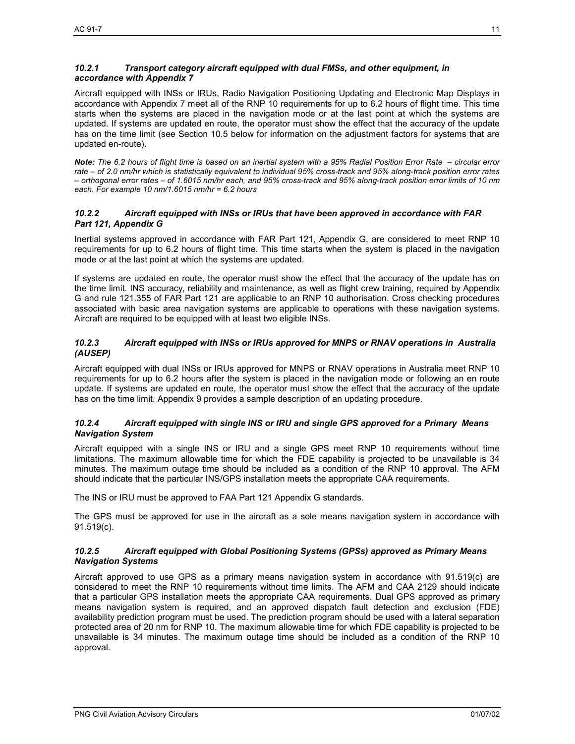#### *10.2.1 Transport category aircraft equipped with dual FMSs, and other equipment, in accordance with Appendix 7*

Aircraft equipped with INSs or IRUs, Radio Navigation Positioning Updating and Electronic Map Displays in accordance with Appendix 7 meet all of the RNP 10 requirements for up to 6.2 hours of flight time. This time starts when the systems are placed in the navigation mode or at the last point at which the systems are updated. If systems are updated en route, the operator must show the effect that the accuracy of the update has on the time limit (see Section 10.5 below for information on the adjustment factors for systems that are updated en-route).

***Note:*** *The 6.2 hours of flight time is based on an inertial system with a 95% Radial Position Error Rate – circular error rate – of 2.0 nm/hr which is statistically equivalent to individual 95% cross-track and 95% along-track position error rates – orthogonal error rates – of 1.6015 nm/hr each, and 95% cross-track and 95% along-track position error limits of 10 nm each. For example 10 nm/1.6015 nm/hr = 6.2 hours*

#### *10.2.2 Aircraft equipped with INSs or IRUs that have been approved in accordance with FAR Part 121, Appendix G*

Inertial systems approved in accordance with FAR Part 121, Appendix G, are considered to meet RNP 10 requirements for up to 6.2 hours of flight time. This time starts when the system is placed in the navigation mode or at the last point at which the systems are updated.

If systems are updated en route, the operator must show the effect that the accuracy of the update has on the time limit. INS accuracy, reliability and maintenance, as well as flight crew training, required by Appendix G and rule 121.355 of FAR Part 121 are applicable to an RNP 10 authorisation. Cross checking procedures associated with basic area navigation systems are applicable to operations with these navigation systems. Aircraft are required to be equipped with at least two eligible INSs.

#### *10.2.3 Aircraft equipped with INSs or IRUs approved for MNPS or RNAV operations in Australia (AUSEP)*

Aircraft equipped with dual INSs or IRUs approved for MNPS or RNAV operations in Australia meet RNP 10 requirements for up to 6.2 hours after the system is placed in the navigation mode or following an en route update. If systems are updated en route, the operator must show the effect that the accuracy of the update has on the time limit. Appendix 9 provides a sample description of an updating procedure.

#### *10.2.4 Aircraft equipped with single INS or IRU and single GPS approved for a Primary Means Navigation System*

Aircraft equipped with a single INS or IRU and a single GPS meet RNP 10 requirements without time limitations. The maximum allowable time for which the FDE capability is projected to be unavailable is 34 minutes. The maximum outage time should be included as a condition of the RNP 10 approval. The AFM should indicate that the particular INS/GPS installation meets the appropriate CAA requirements.

The INS or IRU must be approved to FAA Part 121 Appendix G standards.

The GPS must be approved for use in the aircraft as a sole means navigation system in accordance with 91.519(c).

#### *10.2.5 Aircraft equipped with Global Positioning Systems (GPSs) approved as Primary Means Navigation Systems*

Aircraft approved to use GPS as a primary means navigation system in accordance with 91.519(c) are considered to meet the RNP 10 requirements without time limits. The AFM and CAA 2129 should indicate that a particular GPS installation meets the appropriate CAA requirements. Dual GPS approved as primary means navigation system is required, and an approved dispatch fault detection and exclusion (FDE) availability prediction program must be used. The prediction program should be used with a lateral separation protected area of 20 nm for RNP 10. The maximum allowable time for which FDE capability is projected to be unavailable is 34 minutes. The maximum outage time should be included as a condition of the RNP 10 approval.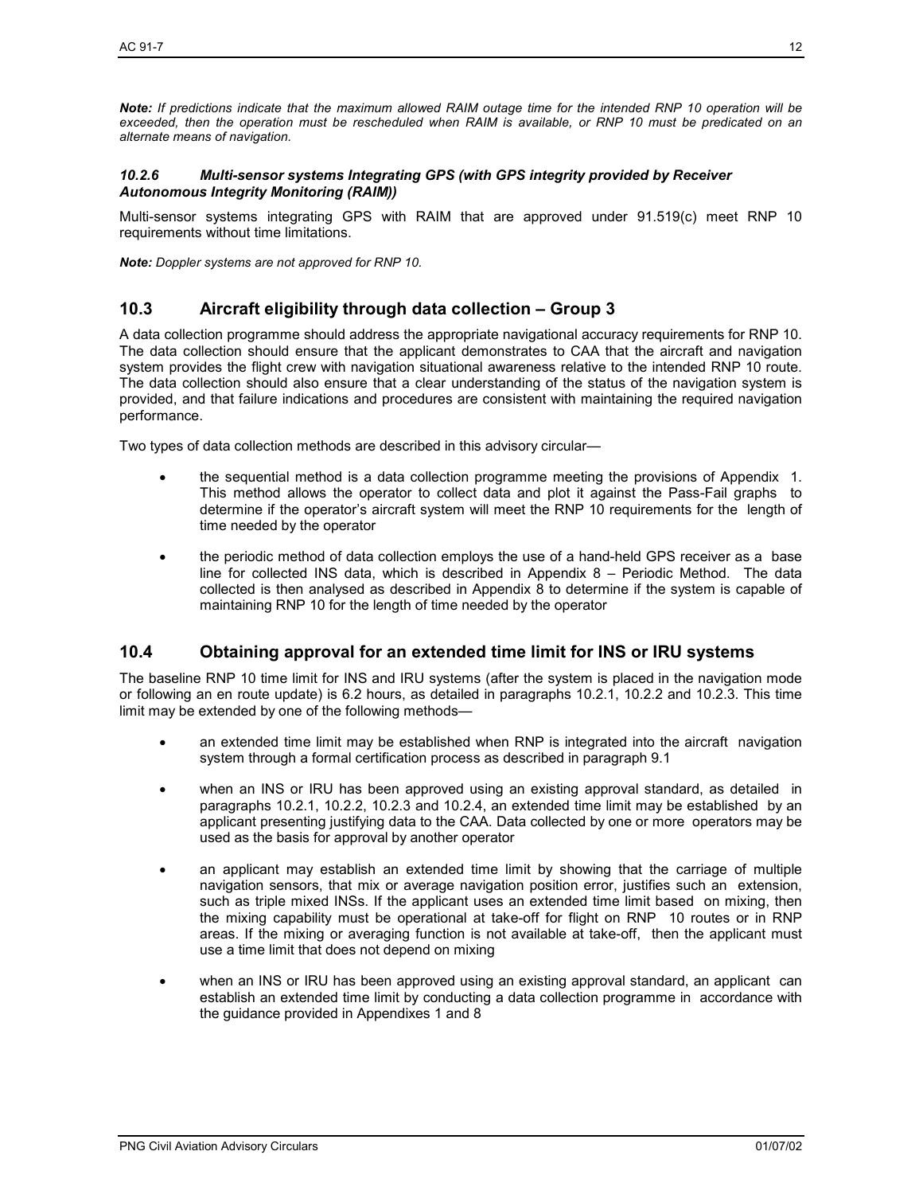***Note:*** *If predictions indicate that the maximum allowed RAIM outage time for the intended RNP 10 operation will be exceeded, then the operation must be rescheduled when RAIM is available, or RNP 10 must be predicated on an alternate means of navigation.*

#### *10.2.6 Multi-sensor systems Integrating GPS (with GPS integrity provided by Receiver Autonomous Integrity Monitoring (RAIM))*

Multi-sensor systems integrating GPS with RAIM that are approved under 91.519(c) meet RNP 10 requirements without time limitations.

***Note:*** *Doppler systems are not approved for RNP 10.*

## 10.3 Aircraft eligibility through data collection – Group 3

A data collection programme should address the appropriate navigational accuracy requirements for RNP 10. The data collection should ensure that the applicant demonstrates to CAA that the aircraft and navigation system provides the flight crew with navigation situational awareness relative to the intended RNP 10 route. The data collection should also ensure that a clear understanding of the status of the navigation system is provided, and that failure indications and procedures are consistent with maintaining the required navigation performance.

Two types of data collection methods are described in this advisory circular—

- the sequential method is a data collection programme meeting the provisions of Appendix 1. This method allows the operator to collect data and plot it against the Pass-Fail graphs to determine if the operator's aircraft system will meet the RNP 10 requirements for the length of time needed by the operator
- the periodic method of data collection employs the use of a hand-held GPS receiver as a base line for collected INS data, which is described in Appendix 8 – Periodic Method. The data collected is then analysed as described in Appendix 8 to determine if the system is capable of maintaining RNP 10 for the length of time needed by the operator

## 10.4 Obtaining approval for an extended time limit for INS or IRU systems

The baseline RNP 10 time limit for INS and IRU systems (after the system is placed in the navigation mode or following an en route update) is 6.2 hours, as detailed in paragraphs 10.2.1, 10.2.2 and 10.2.3. This time limit may be extended by one of the following methods—

- an extended time limit may be established when RNP is integrated into the aircraft navigation system through a formal certification process as described in paragraph 9.1
- when an INS or IRU has been approved using an existing approval standard, as detailed in paragraphs 10.2.1, 10.2.2, 10.2.3 and 10.2.4, an extended time limit may be established by an applicant presenting justifying data to the CAA. Data collected by one or more operators may be used as the basis for approval by another operator
- an applicant may establish an extended time limit by showing that the carriage of multiple navigation sensors, that mix or average navigation position error, justifies such an extension, such as triple mixed INSs. If the applicant uses an extended time limit based on mixing, then the mixing capability must be operational at take-off for flight on RNP 10 routes or in RNP areas. If the mixing or averaging function is not available at take-off, then the applicant must use a time limit that does not depend on mixing
- when an INS or IRU has been approved using an existing approval standard, an applicant can establish an extended time limit by conducting a data collection programme in accordance with the guidance provided in Appendixes 1 and 8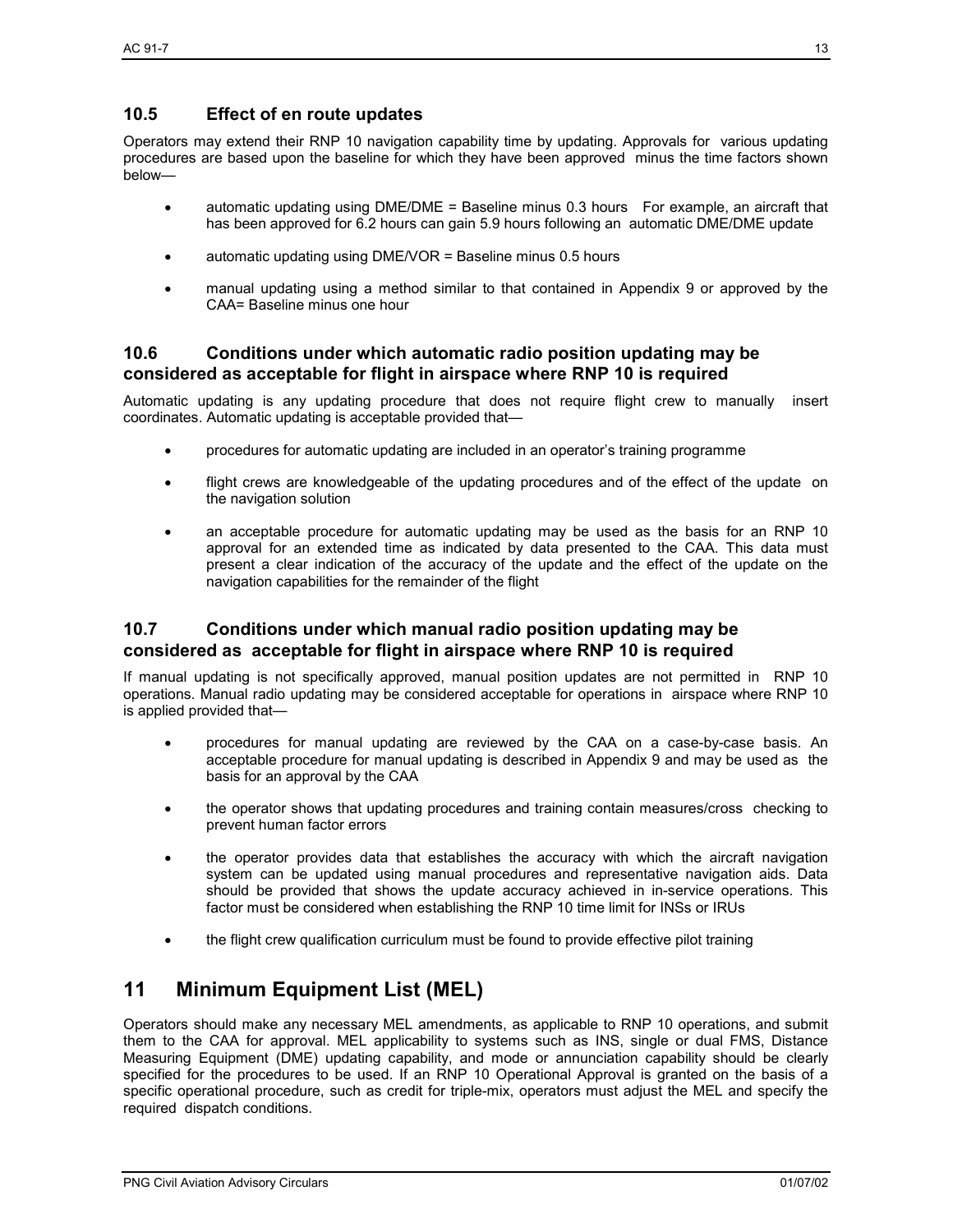### 10.5 Effect of en route updates

Operators may extend their RNP 10 navigation capability time by updating. Approvals for various updating procedures are based upon the baseline for which they have been approved minus the time factors shown below—

- automatic updating using DME/DME = Baseline minus 0.3 hours For example, an aircraft that has been approved for 6.2 hours can gain 5.9 hours following an automatic DME/DME update
- automatic updating using DME/VOR = Baseline minus 0.5 hours
- manual updating using a method similar to that contained in Appendix 9 or approved by the CAA= Baseline minus one hour

### 10.6 Conditions under which automatic radio position updating may be considered as acceptable for flight in airspace where RNP 10 is required

Automatic updating is any updating procedure that does not require flight crew to manually insert coordinates. Automatic updating is acceptable provided that—

- procedures for automatic updating are included in an operator's training programme
- flight crews are knowledgeable of the updating procedures and of the effect of the update on the navigation solution
- an acceptable procedure for automatic updating may be used as the basis for an RNP 10 approval for an extended time as indicated by data presented to the CAA. This data must present a clear indication of the accuracy of the update and the effect of the update on the navigation capabilities for the remainder of the flight

### 10.7 Conditions under which manual radio position updating may be considered as acceptable for flight in airspace where RNP 10 is required

If manual updating is not specifically approved, manual position updates are not permitted in RNP 10 operations. Manual radio updating may be considered acceptable for operations in airspace where RNP 10 is applied provided that—

- procedures for manual updating are reviewed by the CAA on a case-by-case basis. An acceptable procedure for manual updating is described in Appendix 9 and may be used as the basis for an approval by the CAA
- the operator shows that updating procedures and training contain measures/cross checking to prevent human factor errors
- the operator provides data that establishes the accuracy with which the aircraft navigation system can be updated using manual procedures and representative navigation aids. Data should be provided that shows the update accuracy achieved in in-service operations. This factor must be considered when establishing the RNP 10 time limit for INSs or IRUs
- the flight crew qualification curriculum must be found to provide effective pilot training

## 11 Minimum Equipment List (MEL)

Operators should make any necessary MEL amendments, as applicable to RNP 10 operations, and submit them to the CAA for approval. MEL applicability to systems such as INS, single or dual FMS, Distance Measuring Equipment (DME) updating capability, and mode or annunciation capability should be clearly specified for the procedures to be used. If an RNP 10 Operational Approval is granted on the basis of a specific operational procedure, such as credit for triple-mix, operators must adjust the MEL and specify the required dispatch conditions.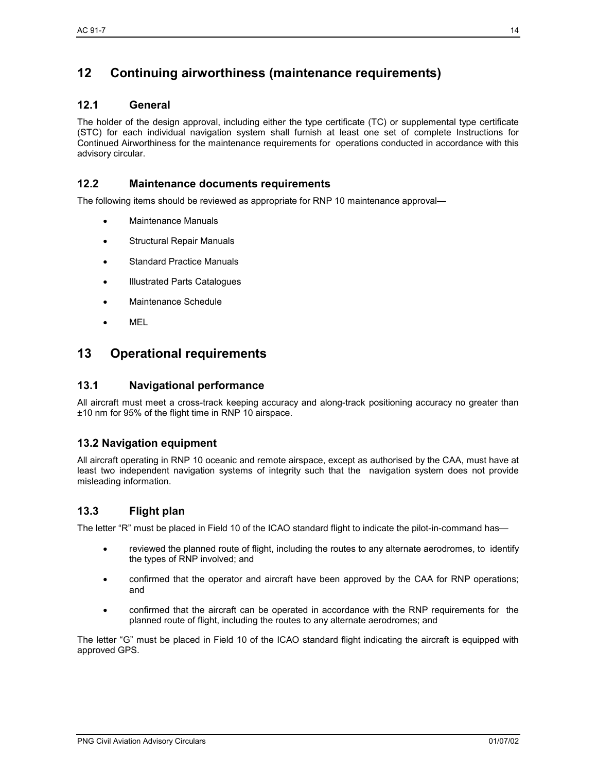# 12 Continuing airworthiness (maintenance requirements)

## 12.1 General

The holder of the design approval, including either the type certificate (TC) or supplemental type certificate (STC) for each individual navigation system shall furnish at least one set of complete Instructions for Continued Airworthiness for the maintenance requirements for operations conducted in accordance with this advisory circular.

## 12.2 Maintenance documents requirements

The following items should be reviewed as appropriate for RNP 10 maintenance approval—

- Maintenance Manuals
- Structural Repair Manuals
- Standard Practice Manuals
- Illustrated Parts Catalogues
- Maintenance Schedule
- MEL

# 13 Operational requirements

## 13.1 Navigational performance

All aircraft must meet a cross-track keeping accuracy and along-track positioning accuracy no greater than ±10 nm for 95% of the flight time in RNP 10 airspace.

## 13.2 Navigation equipment

All aircraft operating in RNP 10 oceanic and remote airspace, except as authorised by the CAA, must have at least two independent navigation systems of integrity such that the navigation system does not provide misleading information.

## 13.3 Flight plan

The letter "R" must be placed in Field 10 of the ICAO standard flight to indicate the pilot-in-command has—

- reviewed the planned route of flight, including the routes to any alternate aerodromes, to identify the types of RNP involved; and
- confirmed that the operator and aircraft have been approved by the CAA for RNP operations; and
- confirmed that the aircraft can be operated in accordance with the RNP requirements for the planned route of flight, including the routes to any alternate aerodromes; and

The letter "G" must be placed in Field 10 of the ICAO standard flight indicating the aircraft is equipped with approved GPS.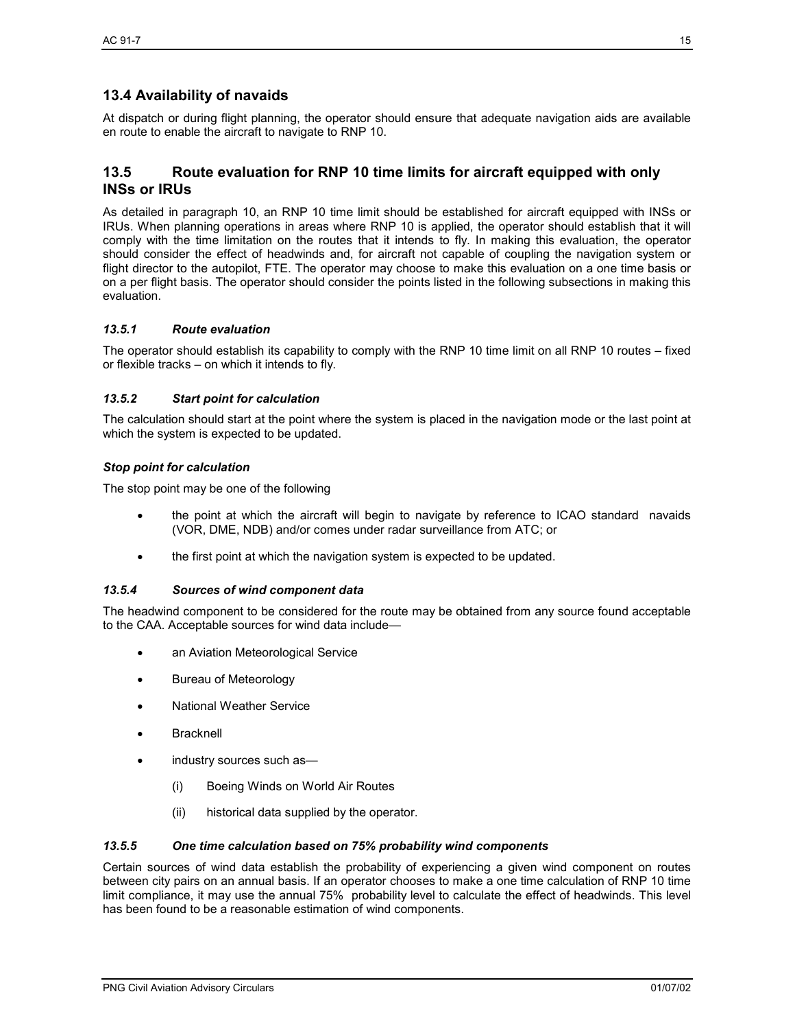## 13.4 Availability of navaids

At dispatch or during flight planning, the operator should ensure that adequate navigation aids are available en route to enable the aircraft to navigate to RNP 10.

## 13.5 Route evaluation for RNP 10 time limits for aircraft equipped with only INSs or IRUs

As detailed in paragraph 10, an RNP 10 time limit should be established for aircraft equipped with INSs or IRUs. When planning operations in areas where RNP 10 is applied, the operator should establish that it will comply with the time limitation on the routes that it intends to fly. In making this evaluation, the operator should consider the effect of headwinds and, for aircraft not capable of coupling the navigation system or flight director to the autopilot, FTE. The operator may choose to make this evaluation on a one time basis or on a per flight basis. The operator should consider the points listed in the following subsections in making this evaluation.

### *13.5.1 Route evaluation*

The operator should establish its capability to comply with the RNP 10 time limit on all RNP 10 routes – fixed or flexible tracks – on which it intends to fly.

### *13.5.2 Start point for calculation*

The calculation should start at the point where the system is placed in the navigation mode or the last point at which the system is expected to be updated.

### *Stop point for calculation*

The stop point may be one of the following

- the point at which the aircraft will begin to navigate by reference to ICAO standard navaids (VOR, DME, NDB) and/or comes under radar surveillance from ATC; or
- the first point at which the navigation system is expected to be updated.

### *13.5.4 Sources of wind component data*

The headwind component to be considered for the route may be obtained from any source found acceptable to the CAA. Acceptable sources for wind data include—

- an Aviation Meteorological Service
- Bureau of Meteorology
- National Weather Service
- Bracknell
- industry sources such as—
  - (i) Boeing Winds on World Air Routes
  - (ii) historical data supplied by the operator.

### *13.5.5 One time calculation based on 75% probability wind components*

Certain sources of wind data establish the probability of experiencing a given wind component on routes between city pairs on an annual basis. If an operator chooses to make a one time calculation of RNP 10 time limit compliance, it may use the annual 75% probability level to calculate the effect of headwinds. This level has been found to be a reasonable estimation of wind components.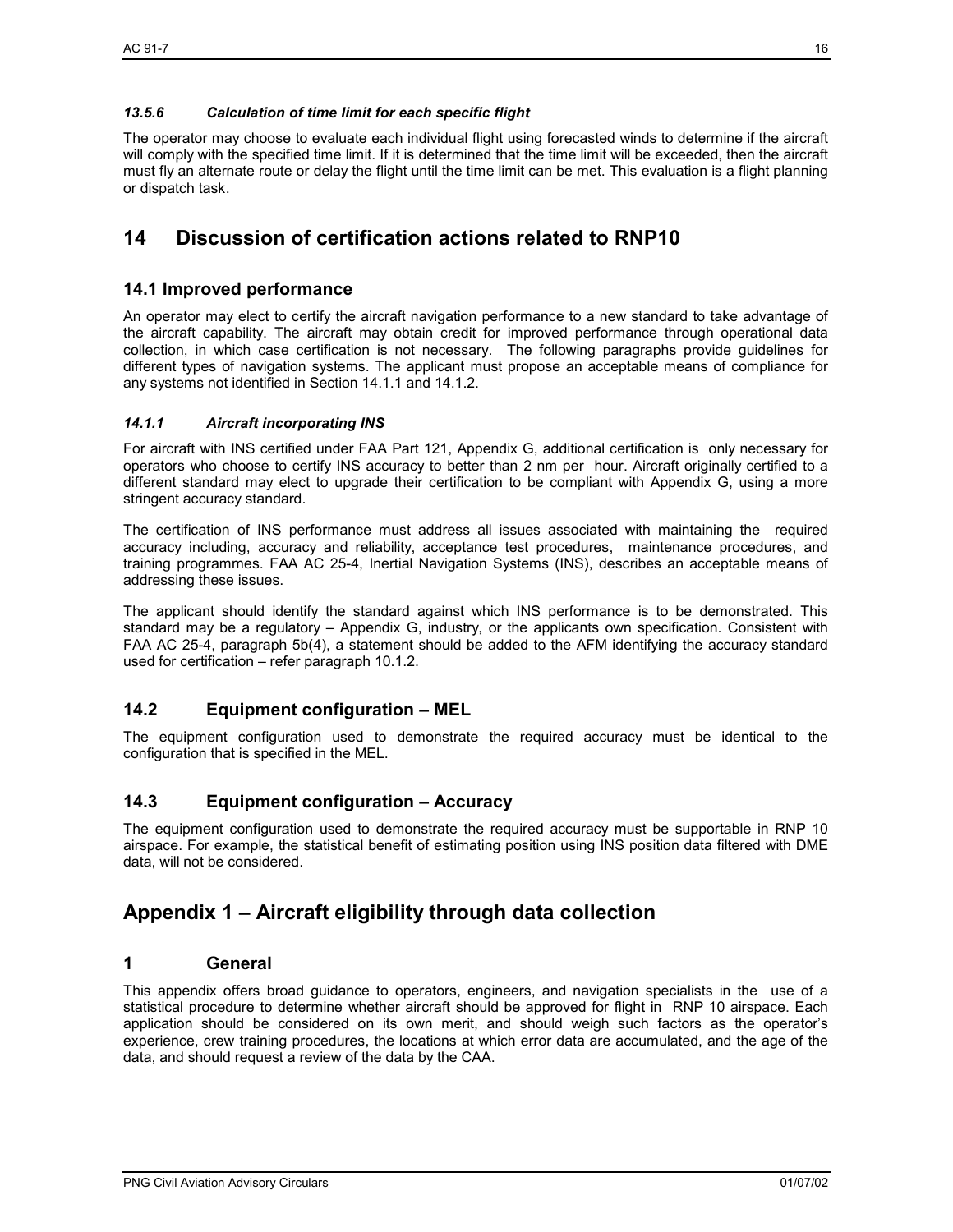#### *13.5.6 Calculation of time limit for each specific flight*

The operator may choose to evaluate each individual flight using forecasted winds to determine if the aircraft will comply with the specified time limit. If it is determined that the time limit will be exceeded, then the aircraft must fly an alternate route or delay the flight until the time limit can be met. This evaluation is a flight planning or dispatch task.

# 14 Discussion of certification actions related to RNP10

## 14.1 Improved performance

An operator may elect to certify the aircraft navigation performance to a new standard to take advantage of the aircraft capability. The aircraft may obtain credit for improved performance through operational data collection, in which case certification is not necessary. The following paragraphs provide guidelines for different types of navigation systems. The applicant must propose an acceptable means of compliance for any systems not identified in Section 14.1.1 and 14.1.2.

#### *14.1.1 Aircraft incorporating INS*

For aircraft with INS certified under FAA Part 121, Appendix G, additional certification is only necessary for operators who choose to certify INS accuracy to better than 2 nm per hour. Aircraft originally certified to a different standard may elect to upgrade their certification to be compliant with Appendix G, using a more stringent accuracy standard.

The certification of INS performance must address all issues associated with maintaining the required accuracy including, accuracy and reliability, acceptance test procedures, maintenance procedures, and training programmes. FAA AC 25-4, Inertial Navigation Systems (INS), describes an acceptable means of addressing these issues.

The applicant should identify the standard against which INS performance is to be demonstrated. This standard may be a regulatory – Appendix G, industry, or the applicants own specification. Consistent with FAA AC 25-4, paragraph 5b(4), a statement should be added to the AFM identifying the accuracy standard used for certification – refer paragraph 10.1.2.

## 14.2 Equipment configuration – MEL

The equipment configuration used to demonstrate the required accuracy must be identical to the configuration that is specified in the MEL.

## 14.3 Equipment configuration – Accuracy

The equipment configuration used to demonstrate the required accuracy must be supportable in RNP 10 airspace. For example, the statistical benefit of estimating position using INS position data filtered with DME data, will not be considered.

# Appendix 1 – Aircraft eligibility through data collection

## 1 General

This appendix offers broad guidance to operators, engineers, and navigation specialists in the use of a statistical procedure to determine whether aircraft should be approved for flight in RNP 10 airspace. Each application should be considered on its own merit, and should weigh such factors as the operator's experience, crew training procedures, the locations at which error data are accumulated, and the age of the data, and should request a review of the data by the CAA.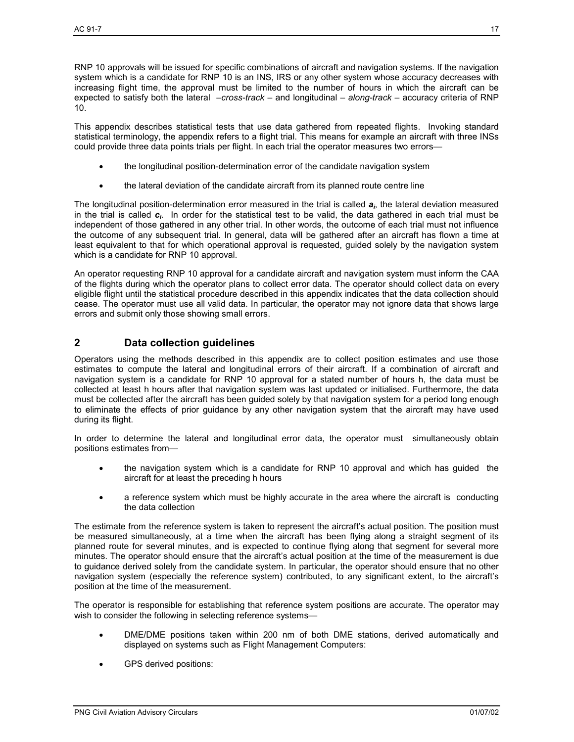RNP 10 approvals will be issued for specific combinations of aircraft and navigation systems. If the navigation system which is a candidate for RNP 10 is an INS, IRS or any other system whose accuracy decreases with increasing flight time, the approval must be limited to the number of hours in which the aircraft can be expected to satisfy both the lateral –*cross-track* – and longitudinal – *along-track* – accuracy criteria of RNP 10.

This appendix describes statistical tests that use data gathered from repeated flights. Invoking standard statistical terminology, the appendix refers to a flight trial. This means for example an aircraft with three INSs could provide three data points trials per flight. In each trial the operator measures two errors—

- the longitudinal position-determination error of the candidate navigation system
- the lateral deviation of the candidate aircraft from its planned route centre line

The longitudinal position-determination error measured in the trial is called $a_i$, the lateral deviation measured in the trial is called $c_i$. In order for the statistical test to be valid, the data gathered in each trial must be independent of those gathered in any other trial. In other words, the outcome of each trial must not influence the outcome of any subsequent trial. In general, data will be gathered after an aircraft has flown a time at least equivalent to that for which operational approval is requested, guided solely by the navigation system which is a candidate for RNP 10 approval.

An operator requesting RNP 10 approval for a candidate aircraft and navigation system must inform the CAA of the flights during which the operator plans to collect error data. The operator should collect data on every eligible flight until the statistical procedure described in this appendix indicates that the data collection should cease. The operator must use all valid data. In particular, the operator may not ignore data that shows large errors and submit only those showing small errors.

## 2 Data collection guidelines

Operators using the methods described in this appendix are to collect position estimates and use those estimates to compute the lateral and longitudinal errors of their aircraft. If a combination of aircraft and navigation system is a candidate for RNP 10 approval for a stated number of hours h, the data must be collected at least h hours after that navigation system was last updated or initialised. Furthermore, the data must be collected after the aircraft has been guided solely by that navigation system for a period long enough to eliminate the effects of prior guidance by any other navigation system that the aircraft may have used during its flight.

In order to determine the lateral and longitudinal error data, the operator must simultaneously obtain positions estimates from—

- the navigation system which is a candidate for RNP 10 approval and which has guided the aircraft for at least the preceding h hours
- a reference system which must be highly accurate in the area where the aircraft is conducting the data collection

The estimate from the reference system is taken to represent the aircraft's actual position. The position must be measured simultaneously, at a time when the aircraft has been flying along a straight segment of its planned route for several minutes, and is expected to continue flying along that segment for several more minutes. The operator should ensure that the aircraft's actual position at the time of the measurement is due to guidance derived solely from the candidate system. In particular, the operator should ensure that no other navigation system (especially the reference system) contributed, to any significant extent, to the aircraft's position at the time of the measurement.

The operator is responsible for establishing that reference system positions are accurate. The operator may wish to consider the following in selecting reference systems—

- DME/DME positions taken within 200 nm of both DME stations, derived automatically and displayed on systems such as Flight Management Computers:
- GPS derived positions: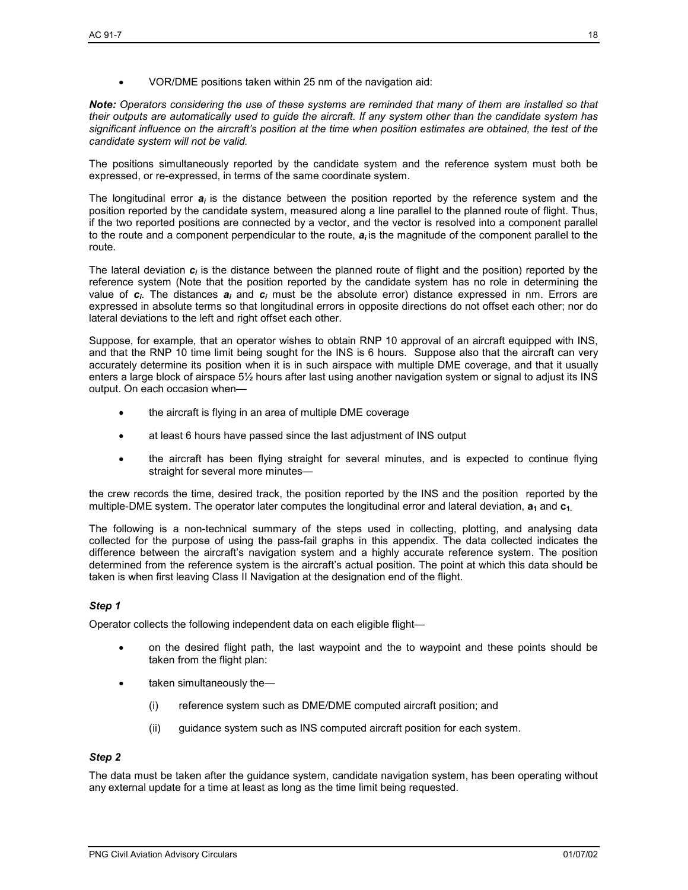- VOR/DME positions taken within 25 nm of the navigation aid:

***Note:*** *Operators considering the use of these systems are reminded that many of them are installed so that their outputs are automatically used to guide the aircraft. If any system other than the candidate system has significant influence on the aircraft's position at the time when position estimates are obtained, the test of the candidate system will not be valid.*

The positions simultaneously reported by the candidate system and the reference system must both be expressed, or re-expressed, in terms of the same coordinate system.

The longitudinal error $a_i$ is the distance between the position reported by the reference system and the position reported by the candidate system, measured along a line parallel to the planned route of flight. Thus, if the two reported positions are connected by a vector, and the vector is resolved into a component parallel to the route and a component perpendicular to the route, $a_i$ is the magnitude of the component parallel to the route.

The lateral deviation $c_i$ is the distance between the planned route of flight and the position) reported by the reference system (Note that the position reported by the candidate system has no role in determining the value of $c_i$. The distances $a_i$ and $c_i$ must be the absolute error) distance expressed in nm. Errors are expressed in absolute terms so that longitudinal errors in opposite directions do not offset each other; nor do lateral deviations to the left and right offset each other.

Suppose, for example, that an operator wishes to obtain RNP 10 approval of an aircraft equipped with INS, and that the RNP 10 time limit being sought for the INS is 6 hours. Suppose also that the aircraft can very accurately determine its position when it is in such airspace with multiple DME coverage, and that it usually enters a large block of airspace 5½ hours after last using another navigation system or signal to adjust its INS output. On each occasion when—

- the aircraft is flying in an area of multiple DME coverage
- at least 6 hours have passed since the last adjustment of INS output
- the aircraft has been flying straight for several minutes, and is expected to continue flying straight for several more minutes—

the crew records the time, desired track, the position reported by the INS and the position reported by the multiple-DME system. The operator later computes the longitudinal error and lateral deviation, $\mathbf{a_1}$ and $\mathbf{c_1}$.

The following is a non-technical summary of the steps used in collecting, plotting, and analysing data collected for the purpose of using the pass-fail graphs in this appendix. The data collected indicates the difference between the aircraft's navigation system and a highly accurate reference system. The position determined from the reference system is the aircraft's actual position. The point at which this data should be taken is when first leaving Class II Navigation at the designation end of the flight.

### *Step 1*

Operator collects the following independent data on each eligible flight—

- on the desired flight path, the last waypoint and the to waypoint and these points should be taken from the flight plan:
- taken simultaneously the—
  - (i) reference system such as DME/DME computed aircraft position; and
  - (ii) guidance system such as INS computed aircraft position for each system.

### *Step 2*

The data must be taken after the guidance system, candidate navigation system, has been operating without any external update for a time at least as long as the time limit being requested.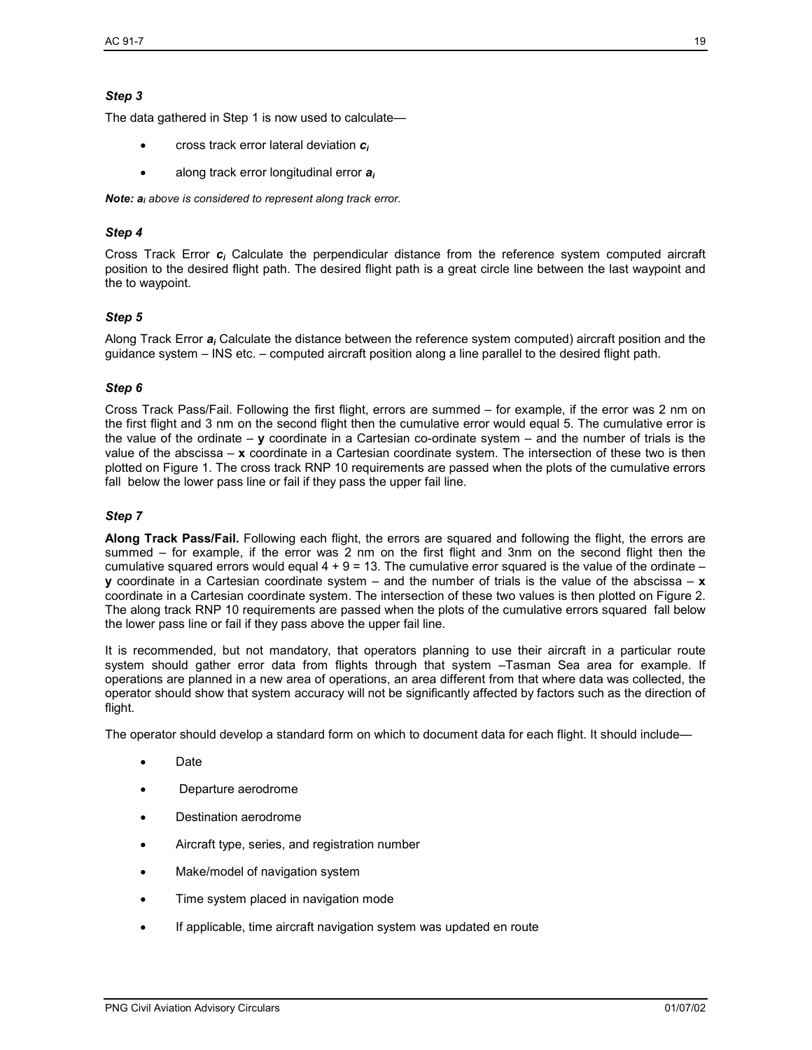### *Step 3*

The data gathered in Step 1 is now used to calculate—

- cross track error lateral deviation $c_i$
- along track error longitudinal error $a_i$

***Note:*** *$a_i$ above is considered to represent along track error.*

### *Step 4*

Cross Track Error $c_i$ Calculate the perpendicular distance from the reference system computed aircraft position to the desired flight path. The desired flight path is a great circle line between the last waypoint and the to waypoint.

### *Step 5*

Along Track Error $a_i$ Calculate the distance between the reference system computed) aircraft position and the guidance system – INS etc. – computed aircraft position along a line parallel to the desired flight path.

### *Step 6*

Cross Track Pass/Fail. Following the first flight, errors are summed – for example, if the error was 2 nm on the first flight and 3 nm on the second flight then the cumulative error would equal 5. The cumulative error is the value of the ordinate – **y** coordinate in a Cartesian co-ordinate system – and the number of trials is the value of the abscissa – **x** coordinate in a Cartesian coordinate system. The intersection of these two is then plotted on Figure 1. The cross track RNP 10 requirements are passed when the plots of the cumulative errors fall below the lower pass line or fail if they pass the upper fail line.

### *Step 7*

**Along Track Pass/Fail.** Following each flight, the errors are squared and following the flight, the errors are summed – for example, if the error was 2 nm on the first flight and 3nm on the second flight then the cumulative squared errors would equal 4 + 9 = 13. The cumulative error squared is the value of the ordinate – **y** coordinate in a Cartesian coordinate system – and the number of trials is the value of the abscissa – **x** coordinate in a Cartesian coordinate system. The intersection of these two values is then plotted on Figure 2. The along track RNP 10 requirements are passed when the plots of the cumulative errors squared fall below the lower pass line or fail if they pass above the upper fail line.

It is recommended, but not mandatory, that operators planning to use their aircraft in a particular route system should gather error data from flights through that system –Tasman Sea area for example. If operations are planned in a new area of operations, an area different from that where data was collected, the operator should show that system accuracy will not be significantly affected by factors such as the direction of flight.

The operator should develop a standard form on which to document data for each flight. It should include—

- Date
- Departure aerodrome
- Destination aerodrome
- Aircraft type, series, and registration number
- Make/model of navigation system
- Time system placed in navigation mode
- If applicable, time aircraft navigation system was updated en route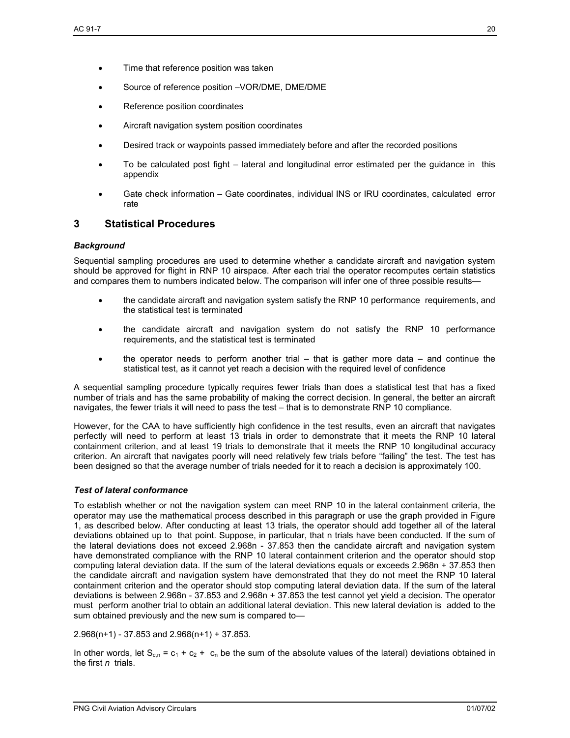- Time that reference position was taken
- Source of reference position –VOR/DME, DME/DME
- Reference position coordinates
- Aircraft navigation system position coordinates
- Desired track or waypoints passed immediately before and after the recorded positions
- To be calculated post fight – lateral and longitudinal error estimated per the guidance in this appendix
- Gate check information – Gate coordinates, individual INS or IRU coordinates, calculated error rate

## 3 Statistical Procedures

### *Background*

Sequential sampling procedures are used to determine whether a candidate aircraft and navigation system should be approved for flight in RNP 10 airspace. After each trial the operator recomputes certain statistics and compares them to numbers indicated below. The comparison will infer one of three possible results—

- the candidate aircraft and navigation system satisfy the RNP 10 performance requirements, and the statistical test is terminated
- the candidate aircraft and navigation system do not satisfy the RNP 10 performance requirements, and the statistical test is terminated
- the operator needs to perform another trial – that is gather more data – and continue the statistical test, as it cannot yet reach a decision with the required level of confidence

A sequential sampling procedure typically requires fewer trials than does a statistical test that has a fixed number of trials and has the same probability of making the correct decision. In general, the better an aircraft navigates, the fewer trials it will need to pass the test – that is to demonstrate RNP 10 compliance.

However, for the CAA to have sufficiently high confidence in the test results, even an aircraft that navigates perfectly will need to perform at least 13 trials in order to demonstrate that it meets the RNP 10 lateral containment criterion, and at least 19 trials to demonstrate that it meets the RNP 10 longitudinal accuracy criterion. An aircraft that navigates poorly will need relatively few trials before "failing" the test. The test has been designed so that the average number of trials needed for it to reach a decision is approximately 100.

### *Test of lateral conformance*

To establish whether or not the navigation system can meet RNP 10 in the lateral containment criteria, the operator may use the mathematical process described in this paragraph or use the graph provided in Figure 1, as described below. After conducting at least 13 trials, the operator should add together all of the lateral deviations obtained up to that point. Suppose, in particular, that n trials have been conducted. If the sum of the lateral deviations does not exceed $2.968n - 37.853$ then the candidate aircraft and navigation system have demonstrated compliance with the RNP 10 lateral containment criterion and the operator should stop computing lateral deviation data. If the sum of the lateral deviations equals or exceeds $2.968n + 37.853$ then the candidate aircraft and navigation system have demonstrated that they do not meet the RNP 10 lateral containment criterion and the operator should stop computing lateral deviation data. If the sum of the lateral deviations is between $2.968n - 37.853$ and $2.968n + 37.853$ the test cannot yet yield a decision. The operator must perform another trial to obtain an additional lateral deviation. This new lateral deviation is added to the sum obtained previously and the new sum is compared to—

$2.968(n+1) - 37.853$ and $2.968(n+1) + 37.853$.

In other words, let $S_{c,n} = c_1 + c_2 + c_n$ be the sum of the absolute values of the lateral) deviations obtained in the first *n* trials.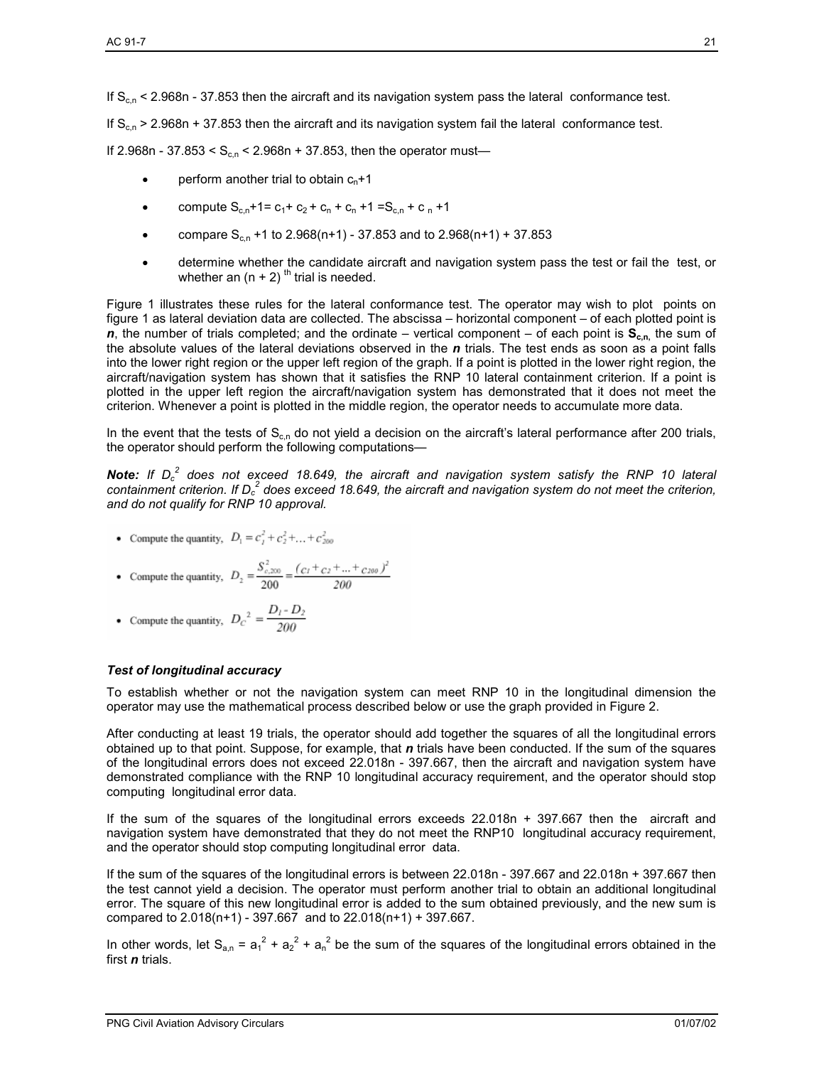If $S_{c,n}$ < 2.968n - 37.853 then the aircraft and its navigation system pass the lateral conformance test.

If $S_{c,n}$ > 2.968n + 37.853 then the aircraft and its navigation system fail the lateral conformance test.

If 2.968n - 37.853 < $S_{c,n}$ < 2.968n + 37.853, then the operator must—

- perform another trial to obtain $c_n$+1
- compute $S_{c,n}$+1= $c_1$+ $c_2$ + $c_n$ + $c_n$ +1 =$S_{c,n}$ + $c_n$ +1
- compare $S_{c,n}$ +1 to 2.968(n+1) - 37.853 and to 2.968(n+1) + 37.853
- determine whether the candidate aircraft and navigation system pass the test or fail the test, or whether an $(n + 2)^{th}$ trial is needed.

Figure 1 illustrates these rules for the lateral conformance test. The operator may wish to plot points on figure 1 as lateral deviation data are collected. The abscissa – horizontal component – of each plotted point is ***n***, the number of trials completed; and the ordinate – vertical component – of each point is $\mathbf{S_{c,n}}$, the sum of the absolute values of the lateral deviations observed in the ***n*** trials. The test ends as soon as a point falls into the lower right region or the upper left region of the graph. If a point is plotted in the lower right region, the aircraft/navigation system has shown that it satisfies the RNP 10 lateral containment criterion. If a point is plotted in the upper left region the aircraft/navigation system has demonstrated that it does not meet the criterion. Whenever a point is plotted in the middle region, the operator needs to accumulate more data.

In the event that the tests of $S_{c,n}$ do not yield a decision on the aircraft's lateral performance after 200 trials, the operator should perform the following computations—

***Note:*** *If $D_c^2$ does not exceed 18.649, the aircraft and navigation system satisfy the RNP 10 lateral containment criterion. If $D_c^2$ does exceed 18.649, the aircraft and navigation system do not meet the criterion, and do not qualify for RNP 10 approval.*

- Compute the quantity, $D_1 = c_1^2 + c_2^2 + \ldots + c_{200}^2$
- Compute the quantity, $D_2 = \dfrac{S_{c,200}^2}{200} = \dfrac{(c_1 + c_2 + \ldots + c_{200})^2}{200}$
- Compute the quantity, $D_C^2 = \dfrac{D_1 - D_2}{200}$

### *Test of longitudinal accuracy*

To establish whether or not the navigation system can meet RNP 10 in the longitudinal dimension the operator may use the mathematical process described below or use the graph provided in Figure 2.

After conducting at least 19 trials, the operator should add together the squares of all the longitudinal errors obtained up to that point. Suppose, for example, that ***n*** trials have been conducted. If the sum of the squares of the longitudinal errors does not exceed 22.018n - 397.667, then the aircraft and navigation system have demonstrated compliance with the RNP 10 longitudinal accuracy requirement, and the operator should stop computing longitudinal error data.

If the sum of the squares of the longitudinal errors exceeds 22.018n + 397.667 then the aircraft and navigation system have demonstrated that they do not meet the RNP10 longitudinal accuracy requirement, and the operator should stop computing longitudinal error data.

If the sum of the squares of the longitudinal errors is between 22.018n - 397.667 and 22.018n + 397.667 then the test cannot yield a decision. The operator must perform another trial to obtain an additional longitudinal error. The square of this new longitudinal error is added to the sum obtained previously, and the new sum is compared to 2.018(n+1) - 397.667 and to 22.018(n+1) + 397.667.

In other words, let $S_{a,n} = a_1^2 + a_2^2 + a_n^2$ be the sum of the squares of the longitudinal errors obtained in the first ***n*** trials.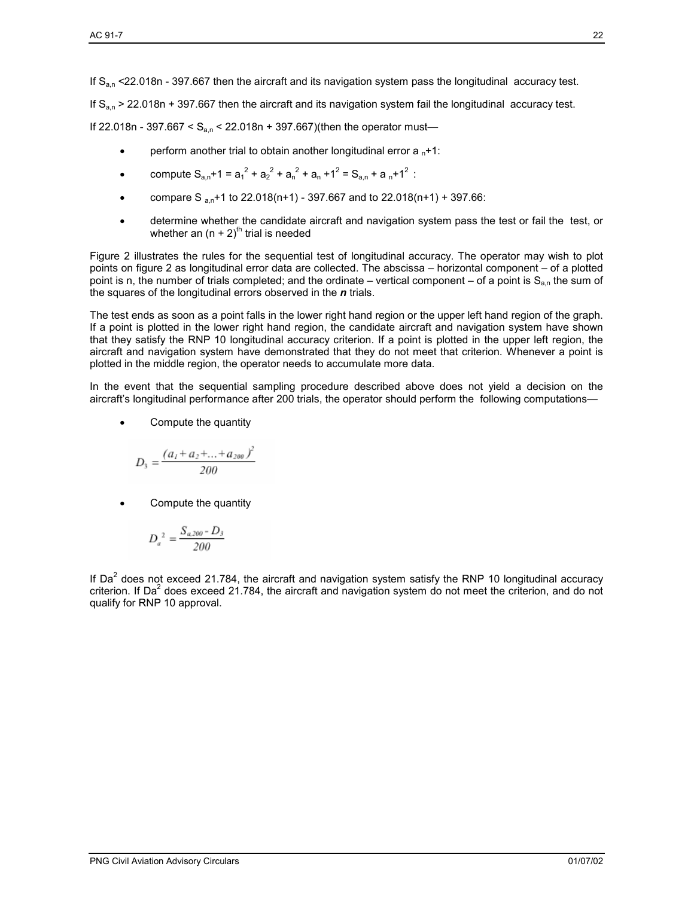If $S_{a,n}$ <22.018n - 397.667 then the aircraft and its navigation system pass the longitudinal accuracy test.

If $S_{a,n}$ > 22.018n + 397.667 then the aircraft and its navigation system fail the longitudinal accuracy test.

If 22.018n - 397.667 < $S_{a,n}$ < 22.018n + 397.667)(then the operator must—

- perform another trial to obtain another longitudinal error $a_n$+1:
- compute $S_{a,n}+1 = a_1^2 + a_2^2 + a_n^2 + a_n + 1^2 = S_{a,n} + a_n + 1^2$ :
- compare $S_{a,n}$+1 to 22.018(n+1) - 397.667 and to 22.018(n+1) + 397.66:
- determine whether the candidate aircraft and navigation system pass the test or fail the test, or whether an $(n + 2)^{th}$ trial is needed

Figure 2 illustrates the rules for the sequential test of longitudinal accuracy. The operator may wish to plot points on figure 2 as longitudinal error data are collected. The abscissa – horizontal component – of a plotted point is n, the number of trials completed; and the ordinate – vertical component – of a point is $S_{a,n}$ the sum of the squares of the longitudinal errors observed in the ***n*** trials.

The test ends as soon as a point falls in the lower right hand region or the upper left hand region of the graph. If a point is plotted in the lower right hand region, the candidate aircraft and navigation system have shown that they satisfy the RNP 10 longitudinal accuracy criterion. If a point is plotted in the upper left region, the aircraft and navigation system have demonstrated that they do not meet that criterion. Whenever a point is plotted in the middle region, the operator needs to accumulate more data.

In the event that the sequential sampling procedure described above does not yield a decision on the aircraft's longitudinal performance after 200 trials, the operator should perform the following computations—

- Compute the quantity

$$D_3 = \frac{(a_1 + a_2 + \ldots + a_{200})^2}{200}$$

- Compute the quantity

$$D_a^2 = \frac{S_{a,200} - D_3}{200}$$

If $Da^2$ does not exceed 21.784, the aircraft and navigation system satisfy the RNP 10 longitudinal accuracy criterion. If $Da^2$ does exceed 21.784, the aircraft and navigation system do not meet the criterion, and do not qualify for RNP 10 approval.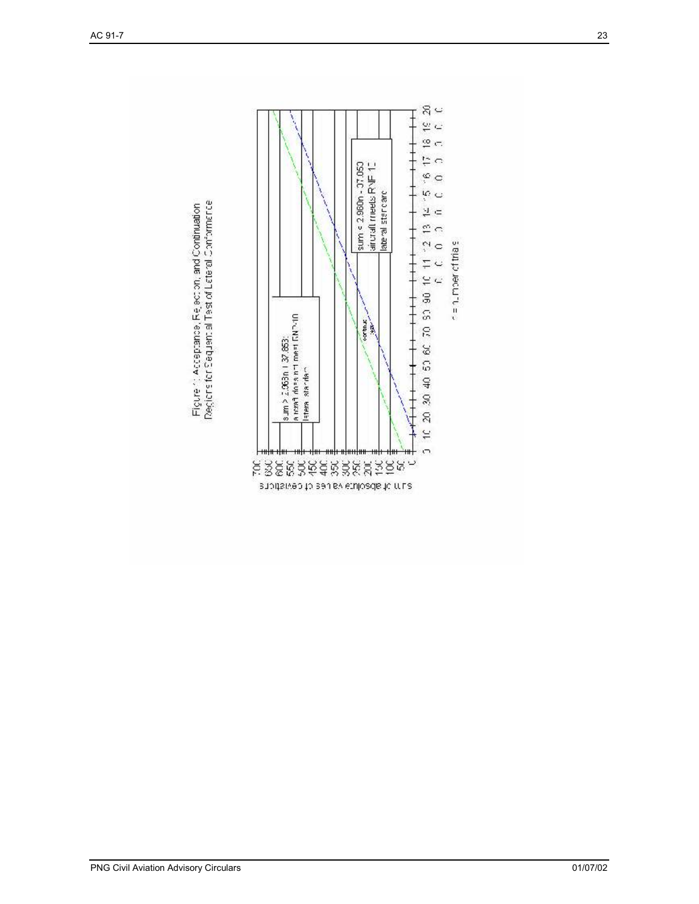Figure 1: Acceptance, Rejection, and Continuation Regions for Sequential Test of Lateral Conformance

sum > 2.963n + 37.853: aircraft does not meet RNP-10 lateral standard

sum < 2.960n - 37.050 aircraft meets RNP 10 lateral standard

continue test

sum of absolute values of deviations

n = number of trials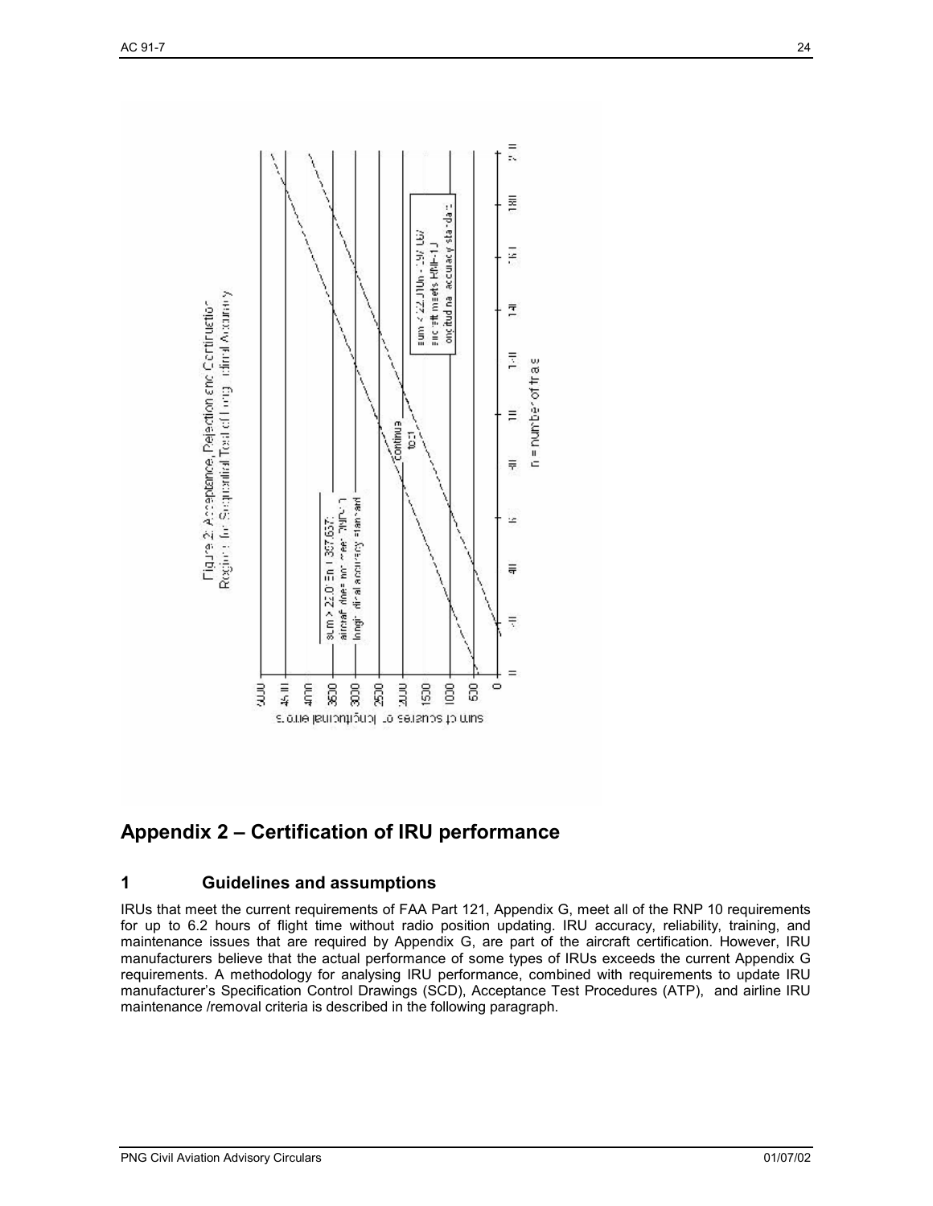Figure 2: Acceptance, Rejection and Certification Region for Sequential Test of Longitudinal Accuracy

## Appendix 2 – Certification of IRU performance

### 1 Guidelines and assumptions

IRUs that meet the current requirements of FAA Part 121, Appendix G, meet all of the RNP 10 requirements for up to 6.2 hours of flight time without radio position updating. IRU accuracy, reliability, training, and maintenance issues that are required by Appendix G, are part of the aircraft certification. However, IRU manufacturers believe that the actual performance of some types of IRUs exceeds the current Appendix G requirements. A methodology for analysing IRU performance, combined with requirements to update IRU manufacturer's Specification Control Drawings (SCD), Acceptance Test Procedures (ATP), and airline IRU maintenance /removal criteria is described in the following paragraph.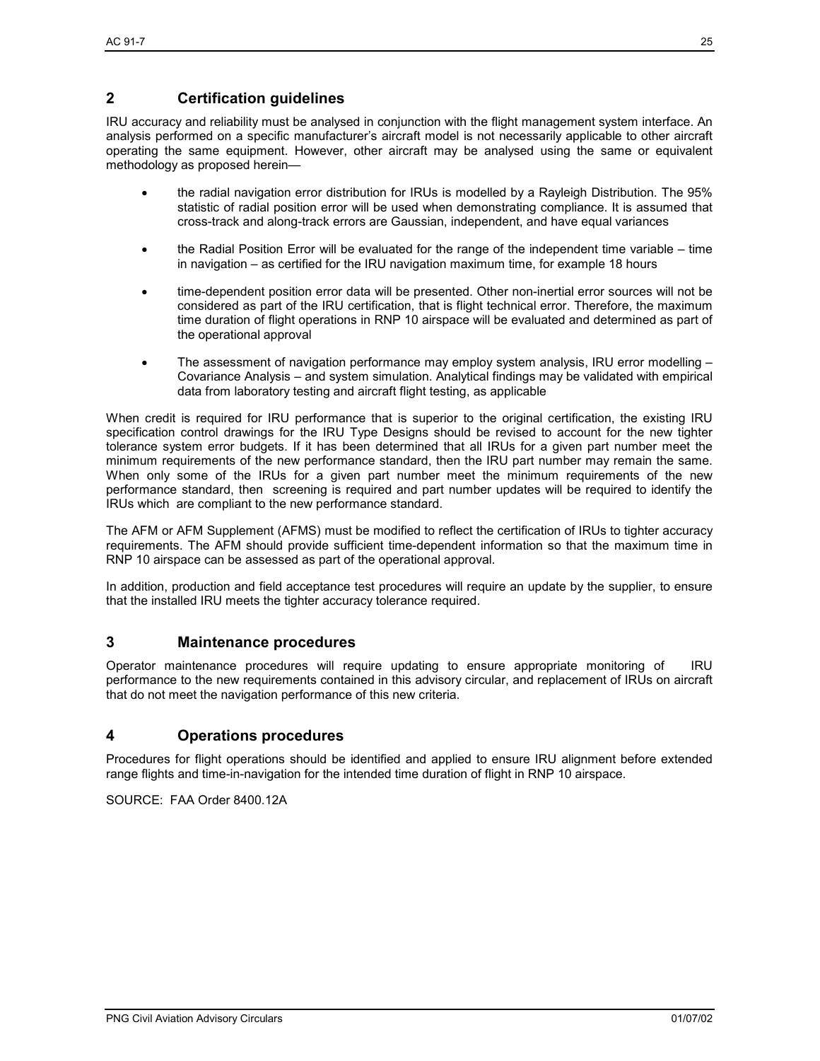## 2 Certification guidelines

IRU accuracy and reliability must be analysed in conjunction with the flight management system interface. An analysis performed on a specific manufacturer's aircraft model is not necessarily applicable to other aircraft operating the same equipment. However, other aircraft may be analysed using the same or equivalent methodology as proposed herein—

- the radial navigation error distribution for IRUs is modelled by a Rayleigh Distribution. The 95% statistic of radial position error will be used when demonstrating compliance. It is assumed that cross-track and along-track errors are Gaussian, independent, and have equal variances
- the Radial Position Error will be evaluated for the range of the independent time variable – time in navigation – as certified for the IRU navigation maximum time, for example 18 hours
- time-dependent position error data will be presented. Other non-inertial error sources will not be considered as part of the IRU certification, that is flight technical error. Therefore, the maximum time duration of flight operations in RNP 10 airspace will be evaluated and determined as part of the operational approval
- The assessment of navigation performance may employ system analysis, IRU error modelling – Covariance Analysis – and system simulation. Analytical findings may be validated with empirical data from laboratory testing and aircraft flight testing, as applicable

When credit is required for IRU performance that is superior to the original certification, the existing IRU specification control drawings for the IRU Type Designs should be revised to account for the new tighter tolerance system error budgets. If it has been determined that all IRUs for a given part number meet the minimum requirements of the new performance standard, then the IRU part number may remain the same. When only some of the IRUs for a given part number meet the minimum requirements of the new performance standard, then screening is required and part number updates will be required to identify the IRUs which are compliant to the new performance standard.

The AFM or AFM Supplement (AFMS) must be modified to reflect the certification of IRUs to tighter accuracy requirements. The AFM should provide sufficient time-dependent information so that the maximum time in RNP 10 airspace can be assessed as part of the operational approval.

In addition, production and field acceptance test procedures will require an update by the supplier, to ensure that the installed IRU meets the tighter accuracy tolerance required.

## 3 Maintenance procedures

Operator maintenance procedures will require updating to ensure appropriate monitoring of IRU performance to the new requirements contained in this advisory circular, and replacement of IRUs on aircraft that do not meet the navigation performance of this new criteria.

## 4 Operations procedures

Procedures for flight operations should be identified and applied to ensure IRU alignment before extended range flights and time-in-navigation for the intended time duration of flight in RNP 10 airspace.

SOURCE: FAA Order 8400.12A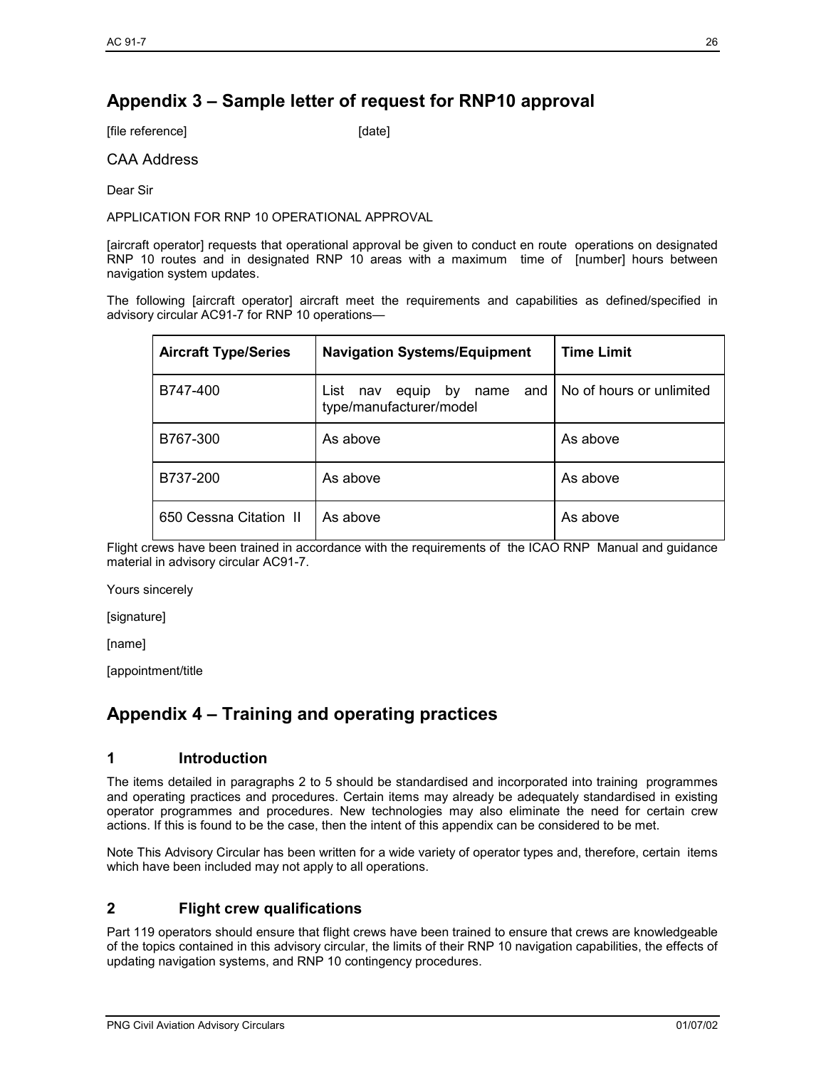## Appendix 3 – Sample letter of request for RNP10 approval

[file reference] [date]

CAA Address

Dear Sir

APPLICATION FOR RNP 10 OPERATIONAL APPROVAL

[aircraft operator] requests that operational approval be given to conduct en route operations on designated RNP 10 routes and in designated RNP 10 areas with a maximum time of [number] hours between navigation system updates.

The following [aircraft operator] aircraft meet the requirements and capabilities as defined/specified in advisory circular AC91-7 for RNP 10 operations—

| Aircraft Type/Series | Navigation Systems/Equipment | Time Limit |
|---|---|---|
| B747-400 | List nav equip by name and type/manufacturer/model | No of hours or unlimited |
| B767-300 | As above | As above |
| B737-200 | As above | As above |
| 650 Cessna Citation II | As above | As above |

Flight crews have been trained in accordance with the requirements of the ICAO RNP Manual and guidance material in advisory circular AC91-7.

Yours sincerely

[signature]

[name]

[appointment/title

## Appendix 4 – Training and operating practices

### 1 Introduction

The items detailed in paragraphs 2 to 5 should be standardised and incorporated into training programmes and operating practices and procedures. Certain items may already be adequately standardised in existing operator programmes and procedures. New technologies may also eliminate the need for certain crew actions. If this is found to be the case, then the intent of this appendix can be considered to be met.

Note This Advisory Circular has been written for a wide variety of operator types and, therefore, certain items which have been included may not apply to all operations.

### 2 Flight crew qualifications

Part 119 operators should ensure that flight crews have been trained to ensure that crews are knowledgeable of the topics contained in this advisory circular, the limits of their RNP 10 navigation capabilities, the effects of updating navigation systems, and RNP 10 contingency procedures.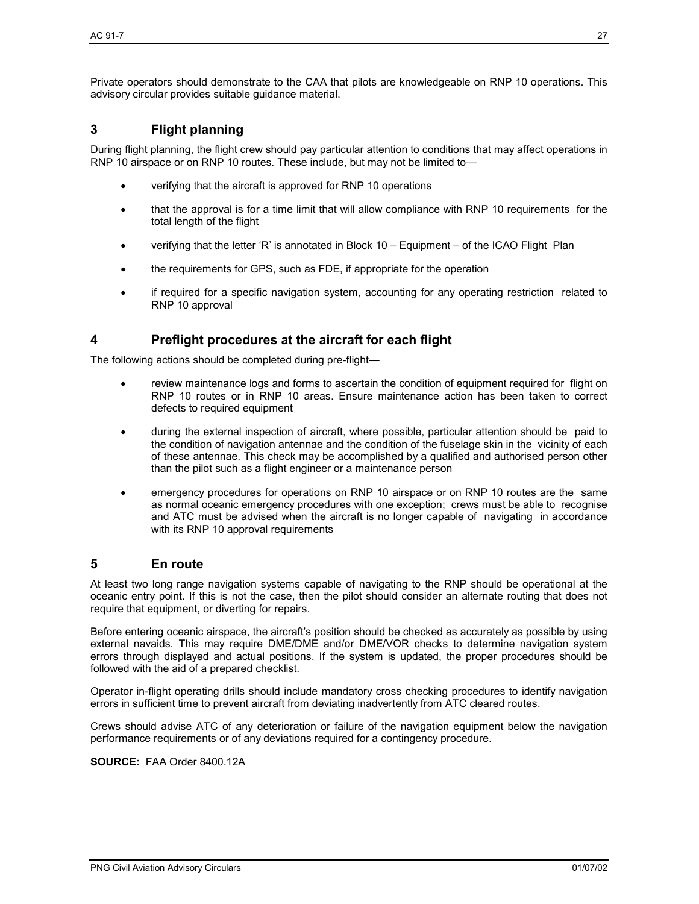Private operators should demonstrate to the CAA that pilots are knowledgeable on RNP 10 operations. This advisory circular provides suitable guidance material.

## 3 Flight planning

During flight planning, the flight crew should pay particular attention to conditions that may affect operations in RNP 10 airspace or on RNP 10 routes. These include, but may not be limited to—

- verifying that the aircraft is approved for RNP 10 operations
- that the approval is for a time limit that will allow compliance with RNP 10 requirements for the total length of the flight
- verifying that the letter 'R' is annotated in Block 10 – Equipment – of the ICAO Flight Plan
- the requirements for GPS, such as FDE, if appropriate for the operation
- if required for a specific navigation system, accounting for any operating restriction related to RNP 10 approval

## 4 Preflight procedures at the aircraft for each flight

The following actions should be completed during pre-flight—

- review maintenance logs and forms to ascertain the condition of equipment required for flight on RNP 10 routes or in RNP 10 areas. Ensure maintenance action has been taken to correct defects to required equipment
- during the external inspection of aircraft, where possible, particular attention should be paid to the condition of navigation antennae and the condition of the fuselage skin in the vicinity of each of these antennae. This check may be accomplished by a qualified and authorised person other than the pilot such as a flight engineer or a maintenance person
- emergency procedures for operations on RNP 10 airspace or on RNP 10 routes are the same as normal oceanic emergency procedures with one exception; crews must be able to recognise and ATC must be advised when the aircraft is no longer capable of navigating in accordance with its RNP 10 approval requirements

## 5 En route

At least two long range navigation systems capable of navigating to the RNP should be operational at the oceanic entry point. If this is not the case, then the pilot should consider an alternate routing that does not require that equipment, or diverting for repairs.

Before entering oceanic airspace, the aircraft's position should be checked as accurately as possible by using external navaids. This may require DME/DME and/or DME/VOR checks to determine navigation system errors through displayed and actual positions. If the system is updated, the proper procedures should be followed with the aid of a prepared checklist.

Operator in-flight operating drills should include mandatory cross checking procedures to identify navigation errors in sufficient time to prevent aircraft from deviating inadvertently from ATC cleared routes.

Crews should advise ATC of any deterioration or failure of the navigation equipment below the navigation performance requirements or of any deviations required for a contingency procedure.

**SOURCE:** FAA Order 8400.12A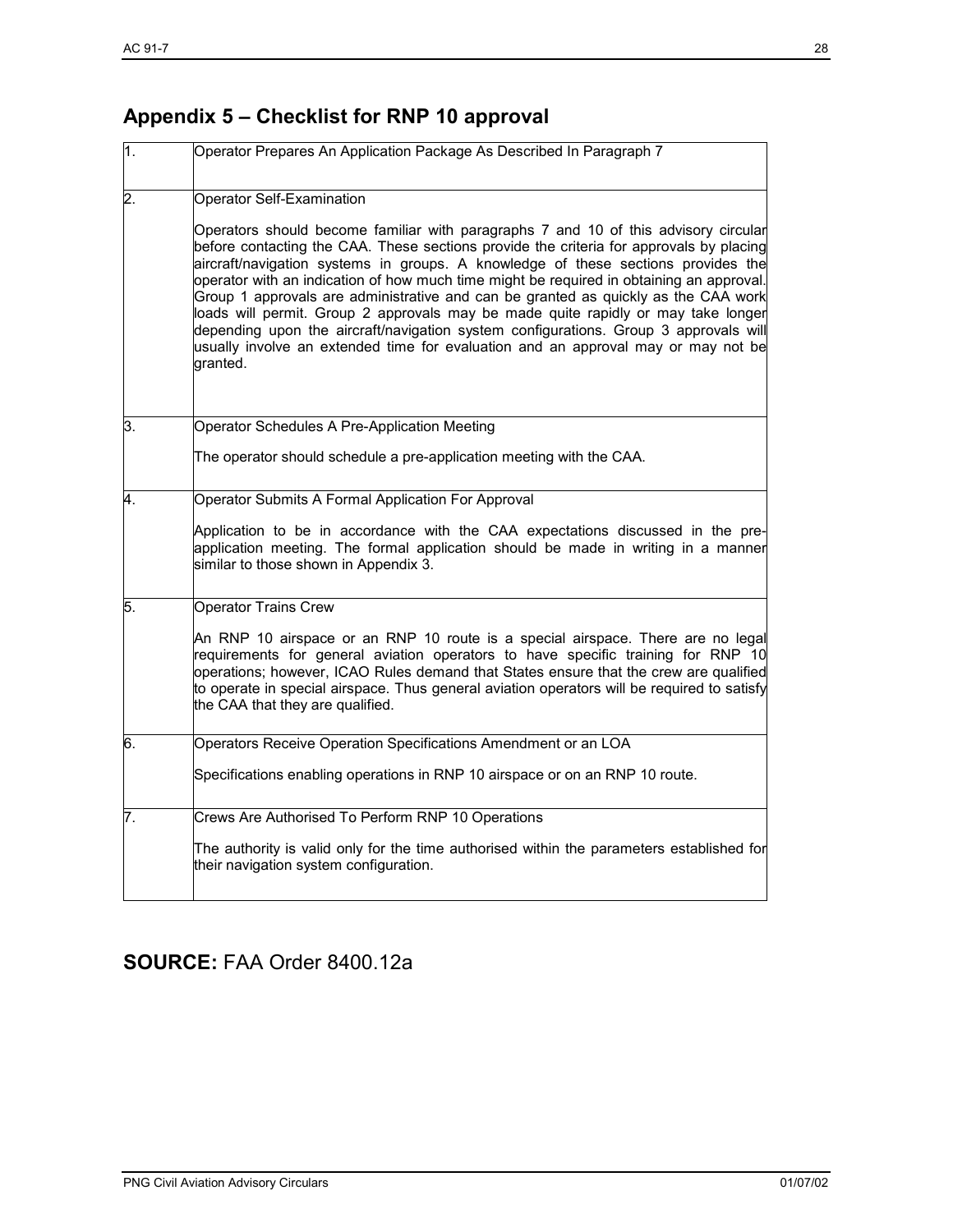## Appendix 5 – Checklist for RNP 10 approval

| | |
|---|---|
| 1. | Operator Prepares An Application Package As Described In Paragraph 7 |
| 2. | Operator Self-Examination<br><br>Operators should become familiar with paragraphs 7 and 10 of this advisory circular before contacting the CAA. These sections provide the criteria for approvals by placing aircraft/navigation systems in groups. A knowledge of these sections provides the operator with an indication of how much time might be required in obtaining an approval. Group 1 approvals are administrative and can be granted as quickly as the CAA work loads will permit. Group 2 approvals may be made quite rapidly or may take longer depending upon the aircraft/navigation system configurations. Group 3 approvals will usually involve an extended time for evaluation and an approval may or may not be granted. |
| 3. | Operator Schedules A Pre-Application Meeting<br><br>The operator should schedule a pre-application meeting with the CAA. |
| 4. | Operator Submits A Formal Application For Approval<br><br>Application to be in accordance with the CAA expectations discussed in the pre-application meeting. The formal application should be made in writing in a manner similar to those shown in Appendix 3. |
| 5. | Operator Trains Crew<br><br>An RNP 10 airspace or an RNP 10 route is a special airspace. There are no legal requirements for general aviation operators to have specific training for RNP 10 operations; however, ICAO Rules demand that States ensure that the crew are qualified to operate in special airspace. Thus general aviation operators will be required to satisfy the CAA that they are qualified. |
| 6. | Operators Receive Operation Specifications Amendment or an LOA<br><br>Specifications enabling operations in RNP 10 airspace or on an RNP 10 route. |
| 7. | Crews Are Authorised To Perform RNP 10 Operations<br><br>The authority is valid only for the time authorised within the parameters established for their navigation system configuration. |

**SOURCE:** FAA Order 8400.12a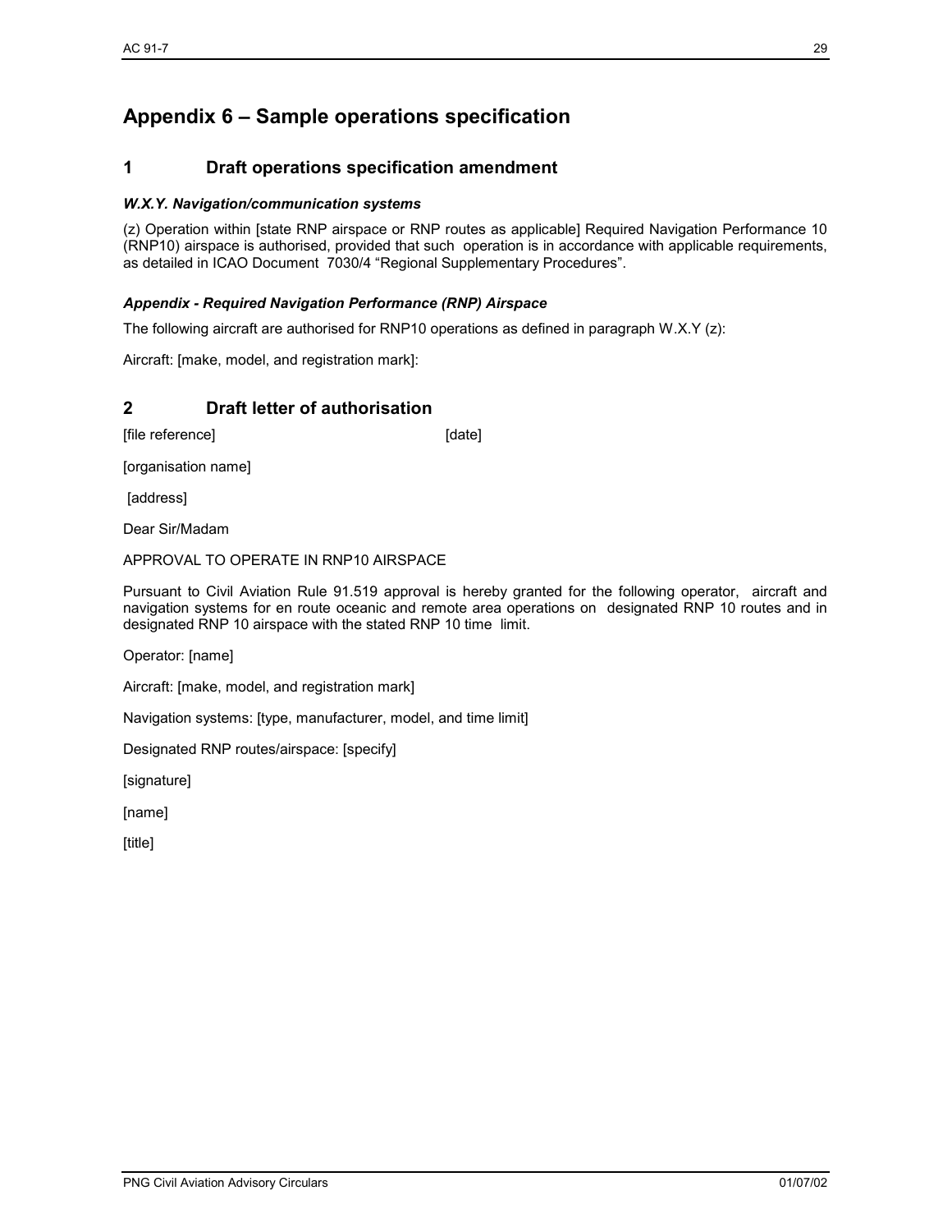# Appendix 6 – Sample operations specification

## 1 Draft operations specification amendment

### *W.X.Y. Navigation/communication systems*

(z) Operation within [state RNP airspace or RNP routes as applicable] Required Navigation Performance 10 (RNP10) airspace is authorised, provided that such operation is in accordance with applicable requirements, as detailed in ICAO Document 7030/4 "Regional Supplementary Procedures".

### *Appendix - Required Navigation Performance (RNP) Airspace*

The following aircraft are authorised for RNP10 operations as defined in paragraph W.X.Y (z):

Aircraft: [make, model, and registration mark]:

## 2 Draft letter of authorisation

[file reference] [date]

[organisation name]

[address]

Dear Sir/Madam

APPROVAL TO OPERATE IN RNP10 AIRSPACE

Pursuant to Civil Aviation Rule 91.519 approval is hereby granted for the following operator, aircraft and navigation systems for en route oceanic and remote area operations on designated RNP 10 routes and in designated RNP 10 airspace with the stated RNP 10 time limit.

Operator: [name]

Aircraft: [make, model, and registration mark]

Navigation systems: [type, manufacturer, model, and time limit]

Designated RNP routes/airspace: [specify]

[signature]

[name]

[title]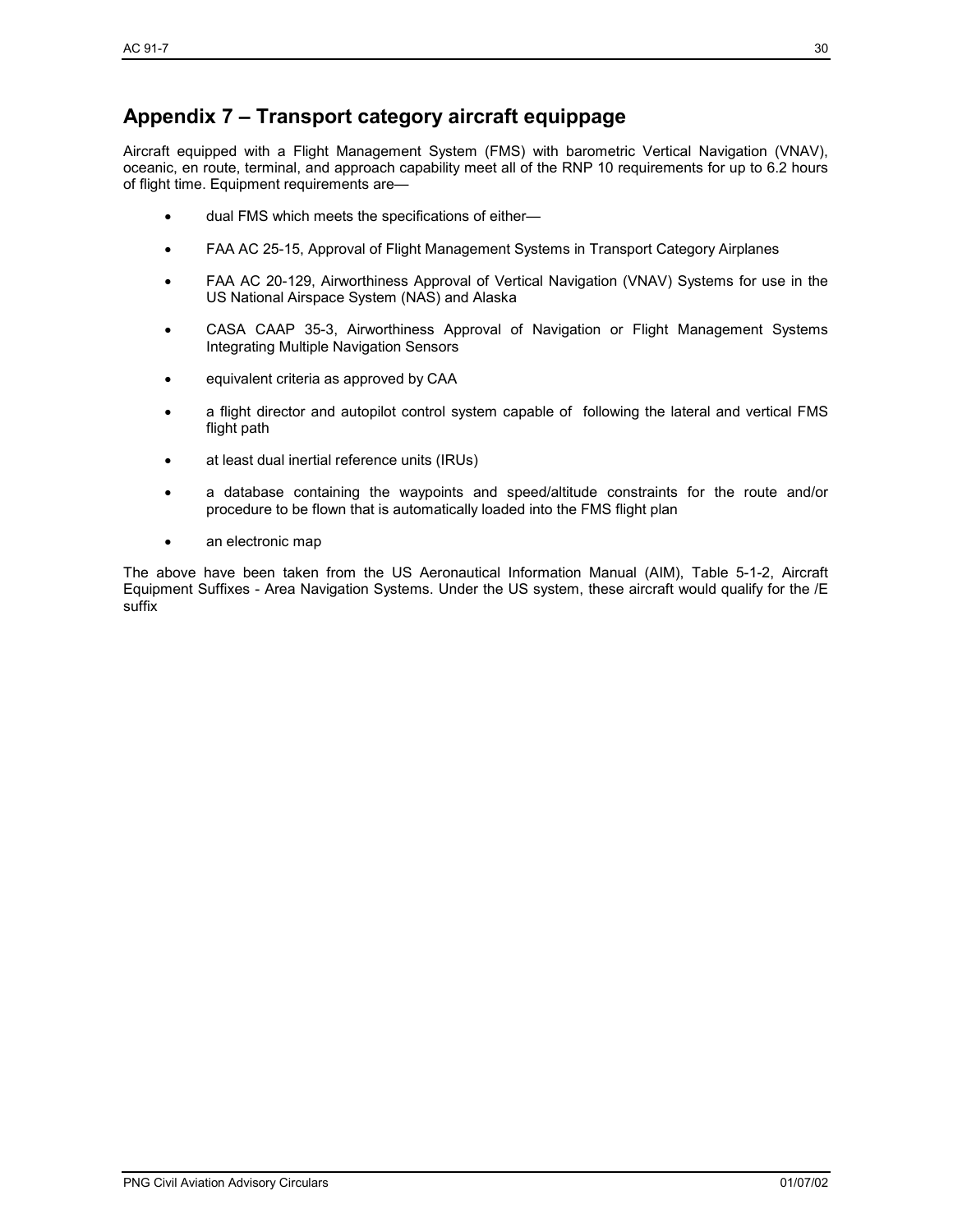## Appendix 7 – Transport category aircraft equippage

Aircraft equipped with a Flight Management System (FMS) with barometric Vertical Navigation (VNAV), oceanic, en route, terminal, and approach capability meet all of the RNP 10 requirements for up to 6.2 hours of flight time. Equipment requirements are—

- dual FMS which meets the specifications of either—
- FAA AC 25-15, Approval of Flight Management Systems in Transport Category Airplanes
- FAA AC 20-129, Airworthiness Approval of Vertical Navigation (VNAV) Systems for use in the US National Airspace System (NAS) and Alaska
- CASA CAAP 35-3, Airworthiness Approval of Navigation or Flight Management Systems Integrating Multiple Navigation Sensors
- equivalent criteria as approved by CAA
- a flight director and autopilot control system capable of following the lateral and vertical FMS flight path
- at least dual inertial reference units (IRUs)
- a database containing the waypoints and speed/altitude constraints for the route and/or procedure to be flown that is automatically loaded into the FMS flight plan
- an electronic map

The above have been taken from the US Aeronautical Information Manual (AIM), Table 5-1-2, Aircraft Equipment Suffixes - Area Navigation Systems. Under the US system, these aircraft would qualify for the /E suffix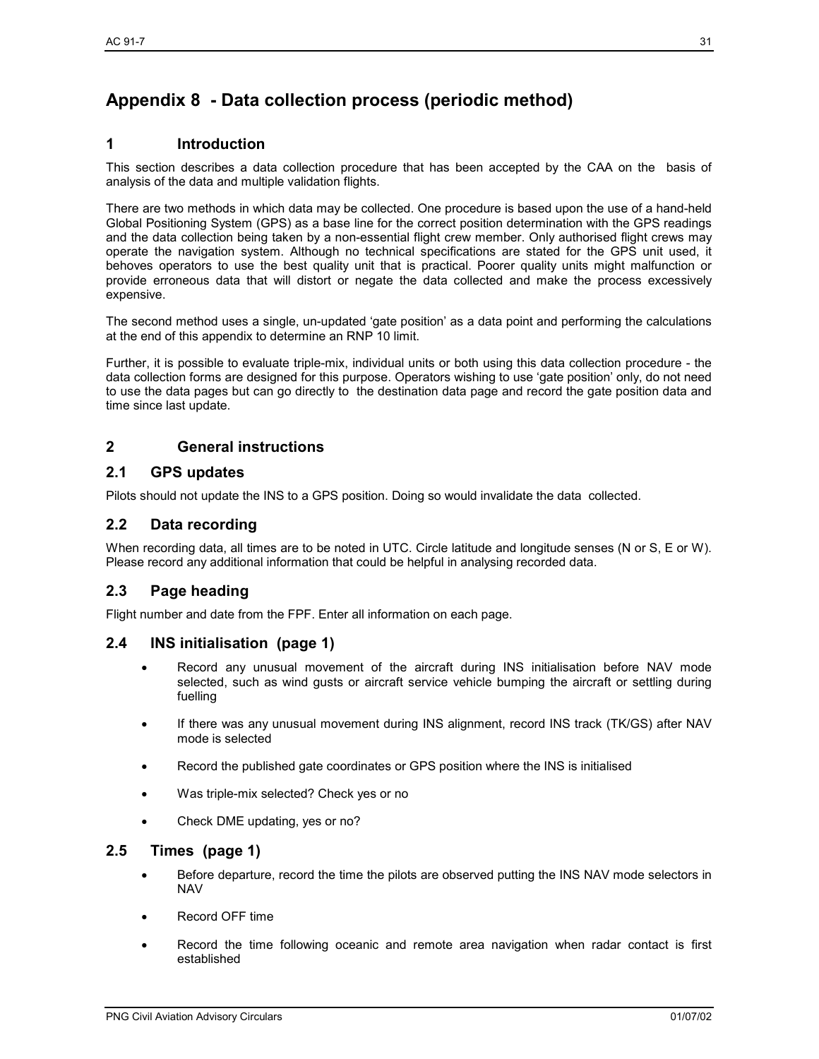# Appendix 8 - Data collection process (periodic method)

## 1 Introduction

This section describes a data collection procedure that has been accepted by the CAA on the basis of analysis of the data and multiple validation flights.

There are two methods in which data may be collected. One procedure is based upon the use of a hand-held Global Positioning System (GPS) as a base line for the correct position determination with the GPS readings and the data collection being taken by a non-essential flight crew member. Only authorised flight crews may operate the navigation system. Although no technical specifications are stated for the GPS unit used, it behoves operators to use the best quality unit that is practical. Poorer quality units might malfunction or provide erroneous data that will distort or negate the data collected and make the process excessively expensive.

The second method uses a single, un-updated 'gate position' as a data point and performing the calculations at the end of this appendix to determine an RNP 10 limit.

Further, it is possible to evaluate triple-mix, individual units or both using this data collection procedure - the data collection forms are designed for this purpose. Operators wishing to use 'gate position' only, do not need to use the data pages but can go directly to the destination data page and record the gate position data and time since last update.

## 2 General instructions

### 2.1 GPS updates

Pilots should not update the INS to a GPS position. Doing so would invalidate the data collected.

### 2.2 Data recording

When recording data, all times are to be noted in UTC. Circle latitude and longitude senses (N or S, E or W). Please record any additional information that could be helpful in analysing recorded data.

### 2.3 Page heading

Flight number and date from the FPF. Enter all information on each page.

### 2.4 INS initialisation (page 1)

- Record any unusual movement of the aircraft during INS initialisation before NAV mode selected, such as wind gusts or aircraft service vehicle bumping the aircraft or settling during fuelling
- If there was any unusual movement during INS alignment, record INS track (TK/GS) after NAV mode is selected
- Record the published gate coordinates or GPS position where the INS is initialised
- Was triple-mix selected? Check yes or no
- Check DME updating, yes or no?

### 2.5 Times (page 1)

- Before departure, record the time the pilots are observed putting the INS NAV mode selectors in NAV
- Record OFF time
- Record the time following oceanic and remote area navigation when radar contact is first established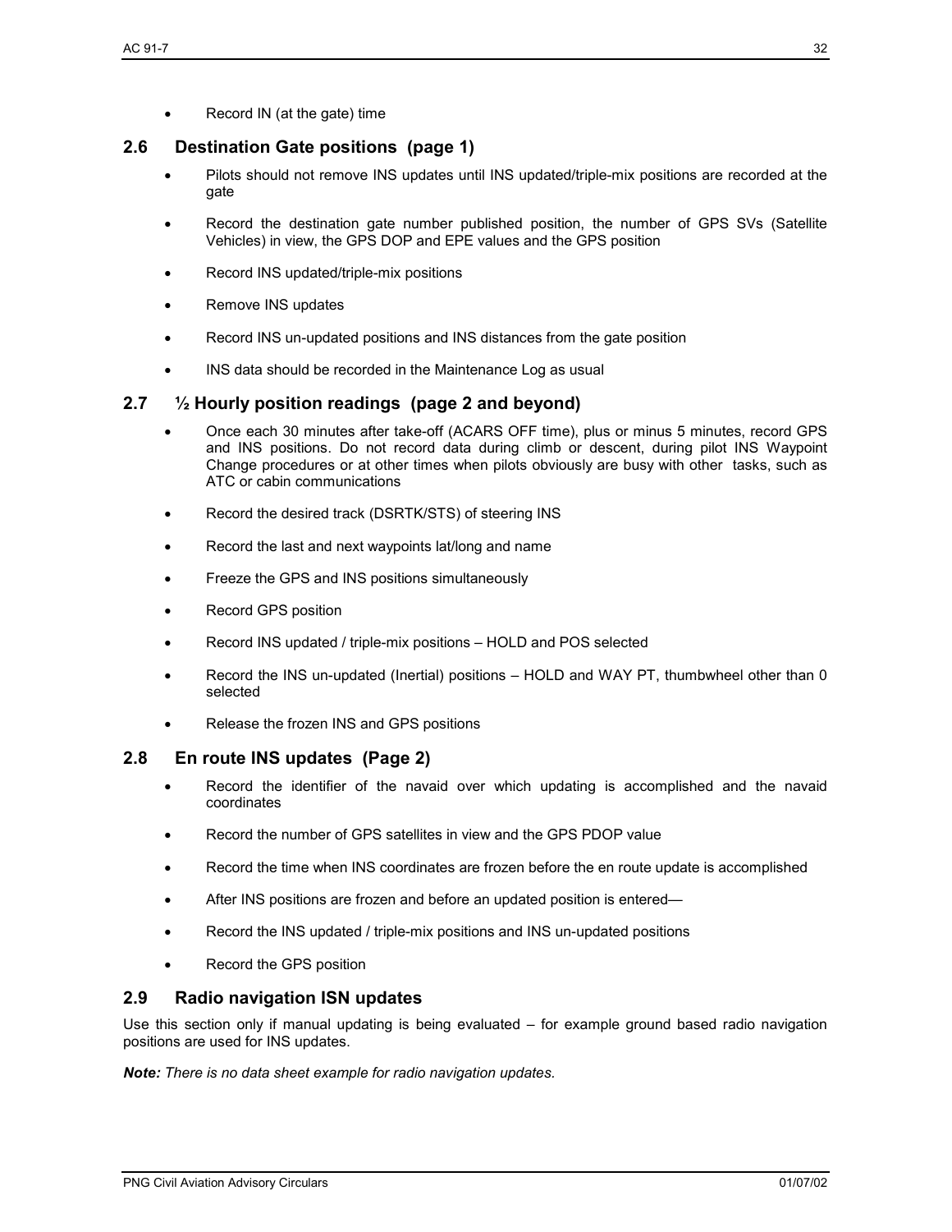- Record IN (at the gate) time

## 2.6 Destination Gate positions (page 1)

- Pilots should not remove INS updates until INS updated/triple-mix positions are recorded at the gate
- Record the destination gate number published position, the number of GPS SVs (Satellite Vehicles) in view, the GPS DOP and EPE values and the GPS position
- Record INS updated/triple-mix positions
- Remove INS updates
- Record INS un-updated positions and INS distances from the gate position
- INS data should be recorded in the Maintenance Log as usual

## 2.7 ½ Hourly position readings (page 2 and beyond)

- Once each 30 minutes after take-off (ACARS OFF time), plus or minus 5 minutes, record GPS and INS positions. Do not record data during climb or descent, during pilot INS Waypoint Change procedures or at other times when pilots obviously are busy with other tasks, such as ATC or cabin communications
- Record the desired track (DSRTK/STS) of steering INS
- Record the last and next waypoints lat/long and name
- Freeze the GPS and INS positions simultaneously
- Record GPS position
- Record INS updated / triple-mix positions – HOLD and POS selected
- Record the INS un-updated (Inertial) positions – HOLD and WAY PT, thumbwheel other than 0 selected
- Release the frozen INS and GPS positions

## 2.8 En route INS updates (Page 2)

- Record the identifier of the navaid over which updating is accomplished and the navaid coordinates
- Record the number of GPS satellites in view and the GPS PDOP value
- Record the time when INS coordinates are frozen before the en route update is accomplished
- After INS positions are frozen and before an updated position is entered—
- Record the INS updated / triple-mix positions and INS un-updated positions
- Record the GPS position

## 2.9 Radio navigation ISN updates

Use this section only if manual updating is being evaluated – for example ground based radio navigation positions are used for INS updates.

***Note:*** *There is no data sheet example for radio navigation updates.*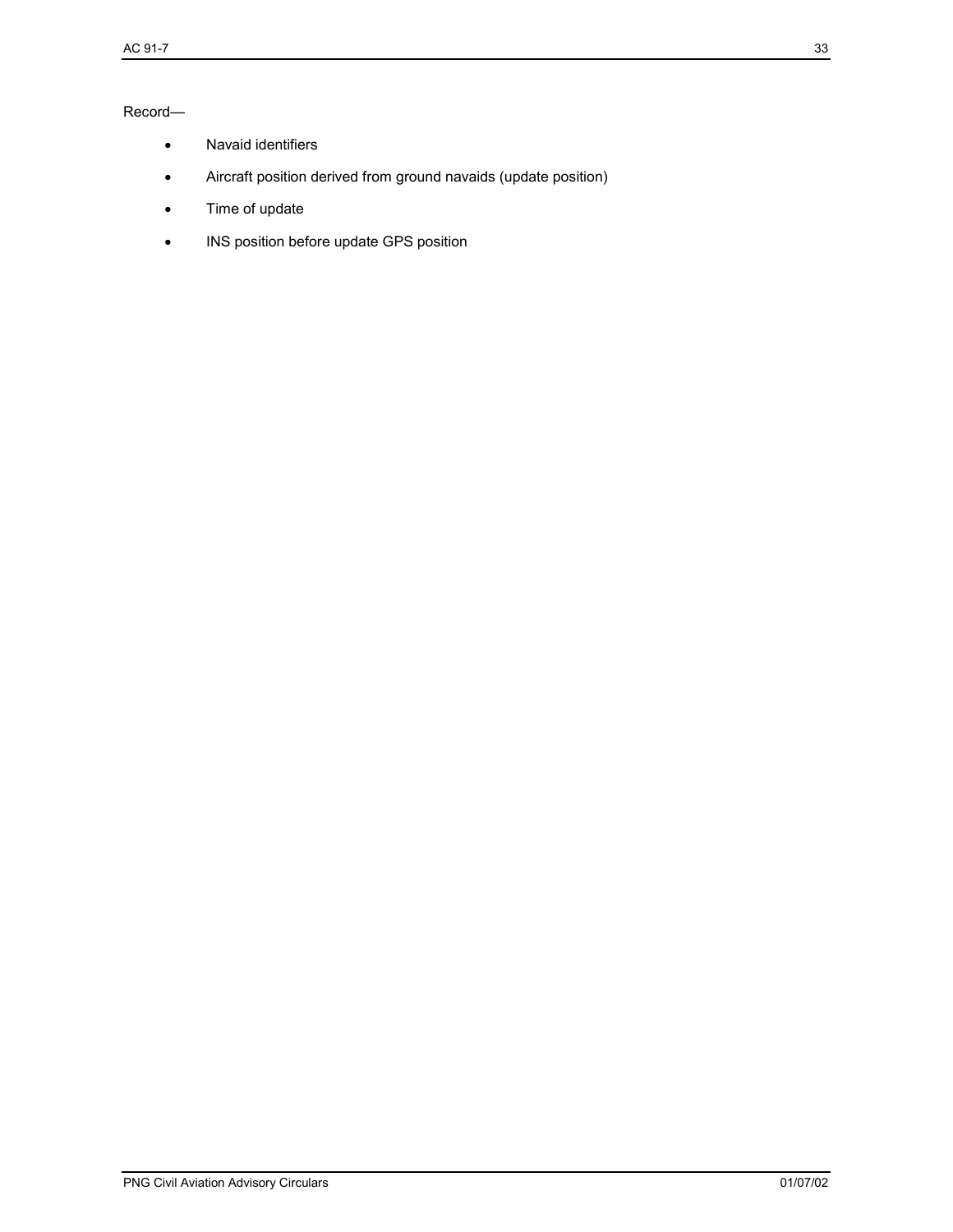Record—

- Navaid identifiers
- Aircraft position derived from ground navaids (update position)
- Time of update
- INS position before update GPS position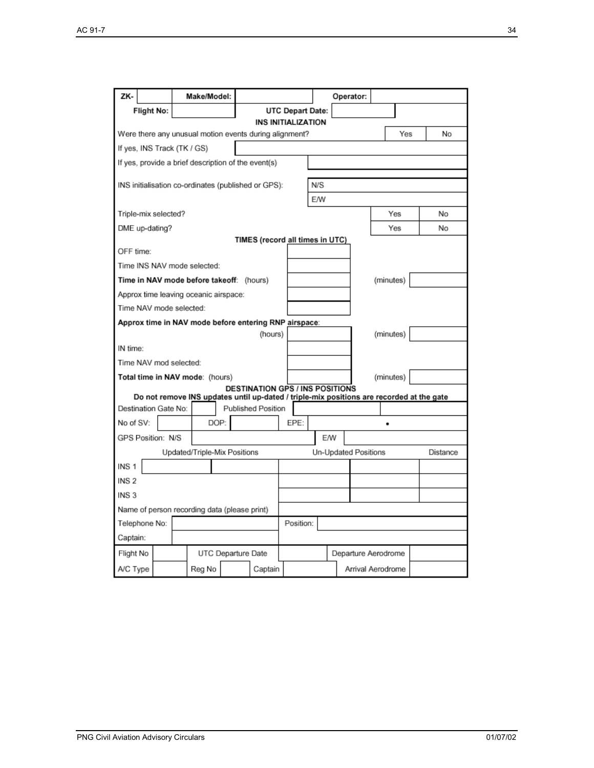| ZK- | | Make/Model: | | Operator: | |
|---|---|---|---|---|---|
| Flight No: | | UTC Depart Date: | | | |

**INS INITIALIZATION**

| | | |
|---|---|---|
| Were there any unusual motion events during alignment? | Yes | No |
| If yes, INS Track (TK / GS) | | |
| If yes, provide a brief description of the event(s) | | |
| INS initialisation co-ordinates (published or GPS): | N/S | |
| | E/W | |
| Triple-mix selected? | Yes | No |
| DME up-dating? | Yes | No |

**TIMES (record all times in UTC)**

| | | | |
|---|---|---|---|
| OFF time: | | | |
| Time INS NAV mode selected: | | | |
| **Time in NAV mode before takeoff**: (hours) | | (minutes) | |
| Approx time leaving oceanic airspace: | | | |
| Time NAV mode selected: | | | |
| **Approx time in NAV mode before entering RNP airspace**: (hours) | | (minutes) | |
| IN time: | | | |
| Time NAV mod selected: | | | |
| **Total time in NAV mode**: (hours) | | (minutes) | |

**DESTINATION GPS / INS POSITIONS**

**Do not remove INS updates until up-dated / triple-mix positions are recorded at the gate**

| | | | | | | |
|---|---|---|---|---|---|---|
| Destination Gate No: | | Published Position | | | | |
| No of SV: | | DOP: | | EPE: | • | |
| GPS Position: N/S | | | E/W | | | |
| | Updated/Triple-Mix Positions | | Un-Updated Positions | | | Distance |
| INS 1 | | | | | | |
| INS 2 | | | | | | |
| INS 3 | | | | | | |
| Name of person recording data (please print) | | | | | | |
| Telephone No: | | | Position: | | | |
| Captain: | | | | | | |

| Flight No | | UTC Departure Date | | Departure Aerodrome | |
|---|---|---|---|---|---|
| A/C Type | | Reg No | | Captain | | Arrival Aerodrome | |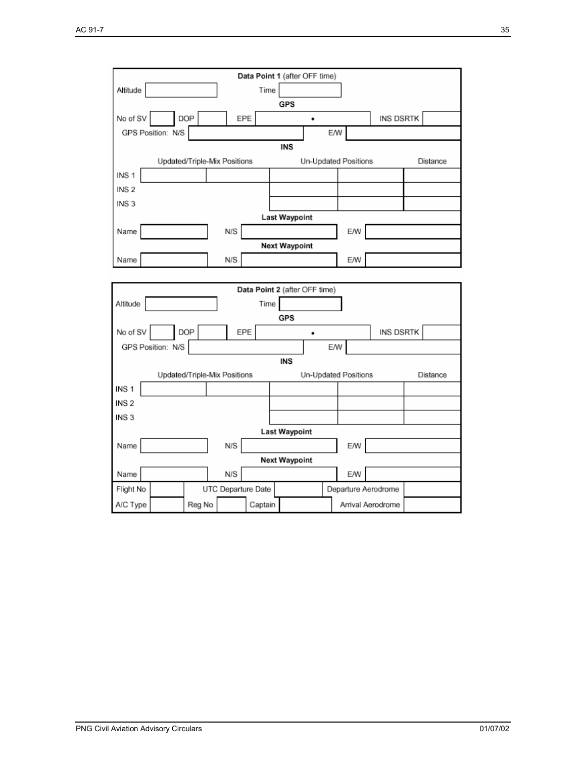| **Data Point 1** (after OFF time) | | | | | | |
|---|---|---|---|---|---|---|
| Altitude | | Time | | | | |
| **GPS** | | | | | | |
| No of SV | | DOP | | EPE | • | INS DSRTK |
| GPS Position: N/S | | | E/W | | | |
| **INS** | | | | | | |
| | Updated/Triple-Mix Positions | | Un-Updated Positions | | Distance | |
| INS 1 | | | | | | |
| INS 2 | | | | | | |
| INS 3 | | | | | | |
| **Last Waypoint** | | | | | | |
| Name | | N/S | | E/W | | |
| **Next Waypoint** | | | | | | |
| Name | | N/S | | E/W | | |

| **Data Point 2** (after OFF time) | | | | | | |
|---|---|---|---|---|---|---|
| Altitude | | Time | | | | |
| **GPS** | | | | | | |
| No of SV | | DOP | | EPE | • | INS DSRTK |
| GPS Position: N/S | | | E/W | | | |
| **INS** | | | | | | |
| | Updated/Triple-Mix Positions | | Un-Updated Positions | | Distance | |
| INS 1 | | | | | | |
| INS 2 | | | | | | |
| INS 3 | | | | | | |
| **Last Waypoint** | | | | | | |
| Name | | N/S | | E/W | | |
| **Next Waypoint** | | | | | | |
| Name | | N/S | | E/W | | |
| Flight No | | UTC Departure Date | | Departure Aerodrome | | |
| A/C Type | | Reg No | | Captain | | Arrival Aerodrome |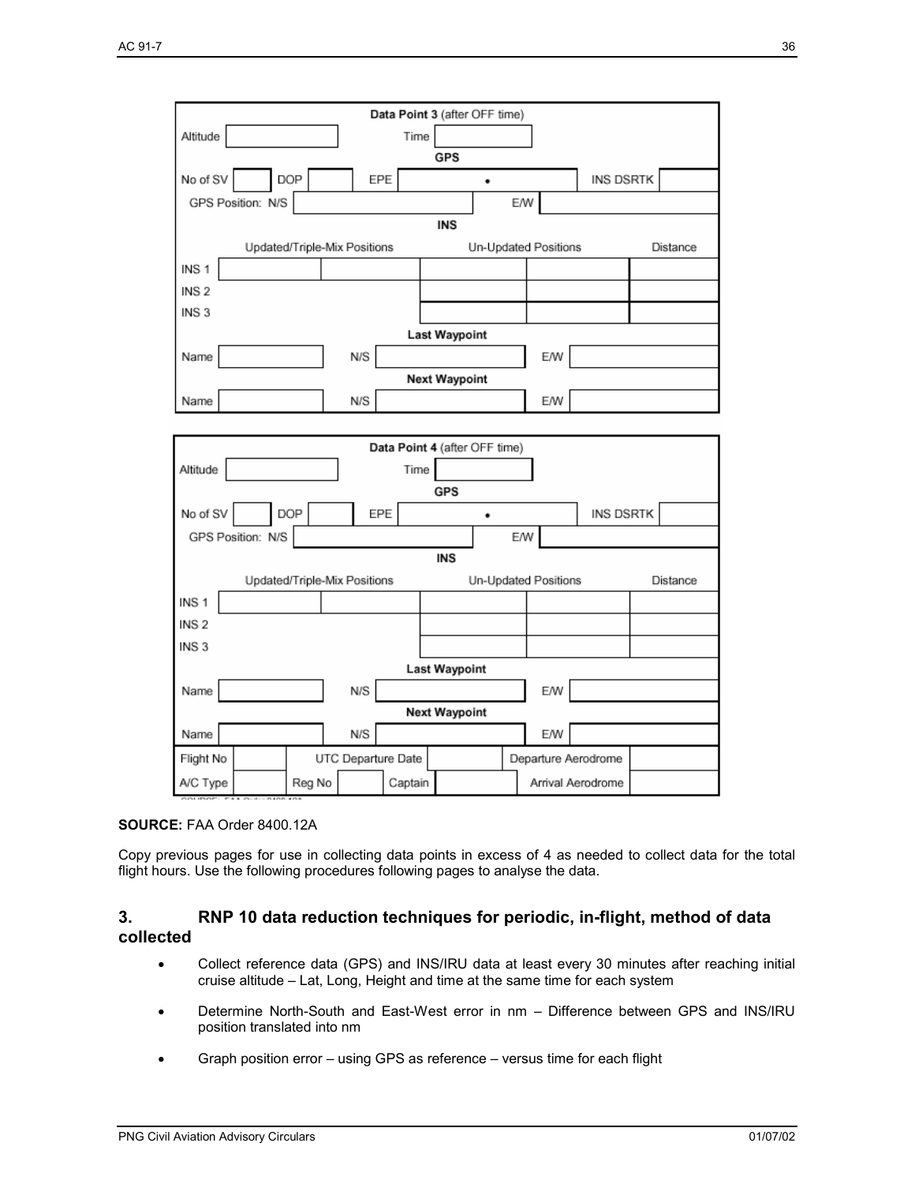| Data Point 3 (after OFF time) | | | | | | |
|---|---|---|---|---|---|---|
| Altitude | | | Time | | | |
| **GPS** | | | | | | |
| No of SV | | DOP | | EPE | • | INS DSRTK |
| GPS Position: N/S | | | | E/W | | |
| **INS** | | | | | | |
| | Updated/Triple-Mix Positions | | Un-Updated Positions | | | Distance |
| INS 1 | | | | | | |
| INS 2 | | | | | | |
| INS 3 | | | | | | |
| **Last Waypoint** | | | | | | |
| Name | | N/S | | E/W | | |
| **Next Waypoint** | | | | | | |
| Name | | N/S | | E/W | | |

| Data Point 4 (after OFF time) | | | | | | |
|---|---|---|---|---|---|---|
| Altitude | | | Time | | | |
| **GPS** | | | | | | |
| No of SV | | DOP | | EPE | • | INS DSRTK |
| GPS Position: N/S | | | | E/W | | |
| **INS** | | | | | | |
| | Updated/Triple-Mix Positions | | Un-Updated Positions | | | Distance |
| INS 1 | | | | | | |
| INS 2 | | | | | | |
| INS 3 | | | | | | |
| **Last Waypoint** | | | | | | |
| Name | | N/S | | E/W | | |
| **Next Waypoint** | | | | | | |
| Name | | N/S | | E/W | | |
| Flight No | | UTC Departure Date | | | Departure Aerodrome | |
| A/C Type | | Reg No | | Captain | Arrival Aerodrome | |

**SOURCE:** FAA Order 8400.12A

Copy previous pages for use in collecting data points in excess of 4 as needed to collect data for the total flight hours. Use the following procedures following pages to analyse the data.

## 3. RNP 10 data reduction techniques for periodic, in-flight, method of data collected

- Collect reference data (GPS) and INS/IRU data at least every 30 minutes after reaching initial cruise altitude – Lat, Long, Height and time at the same time for each system
- Determine North-South and East-West error in nm – Difference between GPS and INS/IRU position translated into nm
- Graph position error – using GPS as reference – versus time for each flight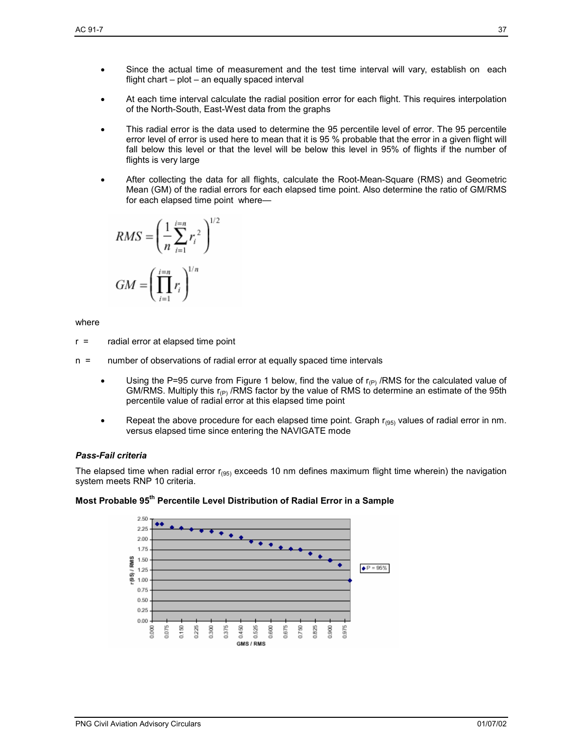- Since the actual time of measurement and the test time interval will vary, establish on each flight chart – plot – an equally spaced interval

- At each time interval calculate the radial position error for each flight. This requires interpolation of the North-South, East-West data from the graphs

- This radial error is the data used to determine the 95 percentile level of error. The 95 percentile error level of error is used here to mean that it is 95 % probable that the error in a given flight will fall below this level or that the level will be below this level in 95% of flights if the number of flights is very large

- After collecting the data for all flights, calculate the Root-Mean-Square (RMS) and Geometric Mean (GM) of the radial errors for each elapsed time point. Also determine the ratio of GM/RMS for each elapsed time point where—

$$RMS = \left( \frac{1}{n} \sum_{i=1}^{i=n} r_i^2 \right)^{1/2}$$

$$GM = \left( \prod_{i=1}^{i=n} r_i \right)^{1/n}$$

where

r = radial error at elapsed time point

n = number of observations of radial error at equally spaced time intervals

- Using the P=95 curve from Figure 1 below, find the value of $r_{(P)}$ /RMS for the calculated value of GM/RMS. Multiply this $r_{(P)}$ /RMS factor by the value of RMS to determine an estimate of the 95th percentile value of radial error at this elapsed time point

- Repeat the above procedure for each elapsed time point. Graph $r_{(95)}$ values of radial error in nm. versus elapsed time since entering the NAVIGATE mode

***Pass-Fail criteria***

The elapsed time when radial error $r_{(95)}$ exceeds 10 nm defines maximum flight time wherein) the navigation system meets RNP 10 criteria.

**Most Probable 95th Percentile Level Distribution of Radial Error in a Sample**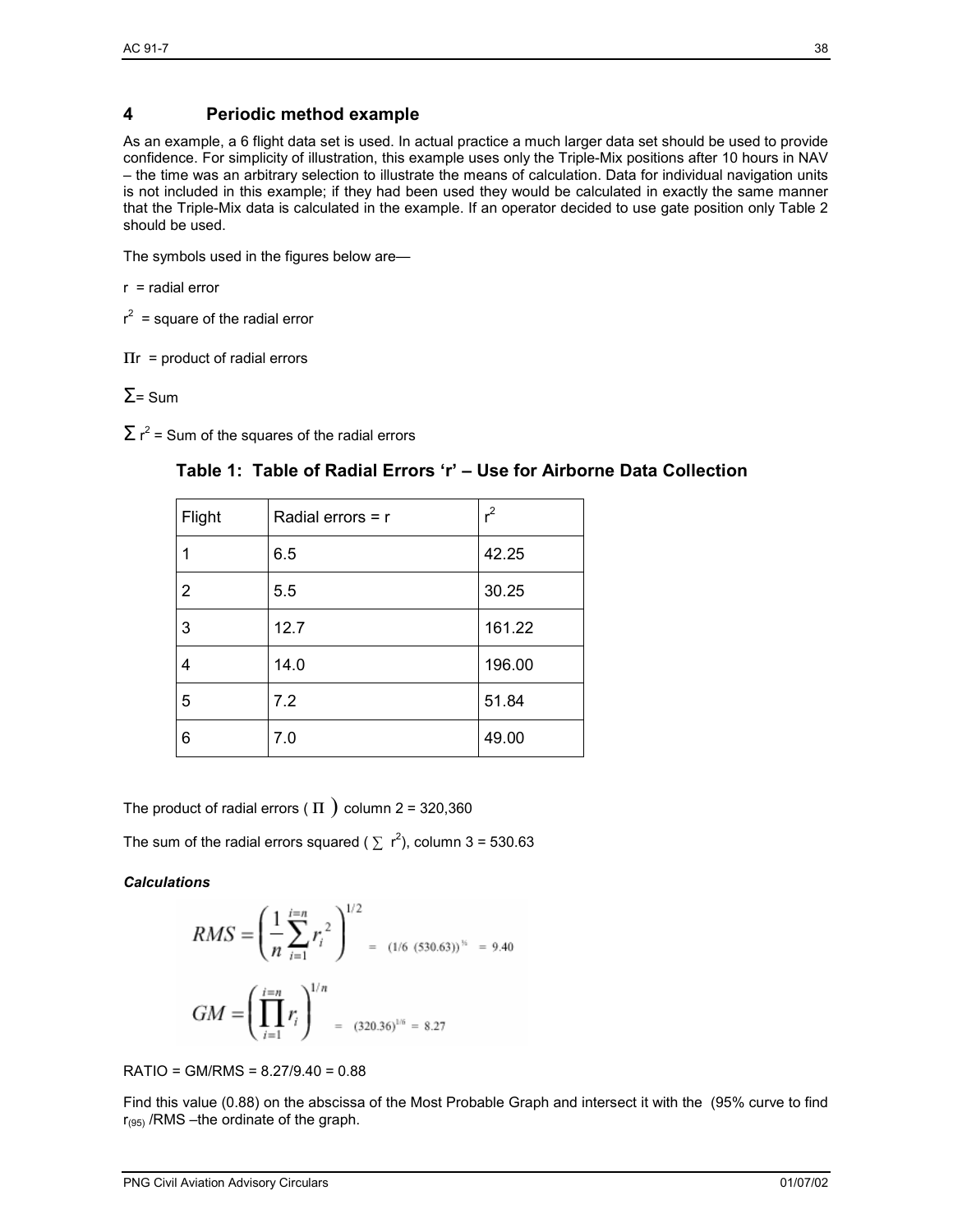## 4 Periodic method example

As an example, a 6 flight data set is used. In actual practice a much larger data set should be used to provide confidence. For simplicity of illustration, this example uses only the Triple-Mix positions after 10 hours in NAV – the time was an arbitrary selection to illustrate the means of calculation. Data for individual navigation units is not included in this example; if they had been used they would be calculated in exactly the same manner that the Triple-Mix data is calculated in the example. If an operator decided to use gate position only Table 2 should be used.

The symbols used in the figures below are—

r = radial error

$r^2$ = square of the radial error

Πr = product of radial errors

Σ= Sum

Σ $r^2$ = Sum of the squares of the radial errors

### Table 1: Table of Radial Errors 'r' – Use for Airborne Data Collection

| Flight | Radial errors = r | $r^2$ |
|---|---|---|
| 1 | 6.5 | 42.25 |
| 2 | 5.5 | 30.25 |
| 3 | 12.7 | 161.22 |
| 4 | 14.0 | 196.00 |
| 5 | 7.2 | 51.84 |
| 6 | 7.0 | 49.00 |

The product of radial errors ( Π ) column 2 = 320,360

The sum of the radial errors squared ( Σ $r^2$), column 3 = 530.63

***Calculations***

$$RMS = \left( \frac{1}{n} \sum_{i=1}^{i=n} r_i^2 \right)^{1/2} = (1/6\ (530.63))^{½} = 9.40$$

$$GM = \left( \prod_{i=1}^{i=n} r_i \right)^{1/n} = (320.36)^{1/6} = 8.27$$

RATIO = GM/RMS = 8.27/9.40 = 0.88

Find this value (0.88) on the abscissa of the Most Probable Graph and intersect it with the (95% curve to find $r_{(95)}$ /RMS –the ordinate of the graph.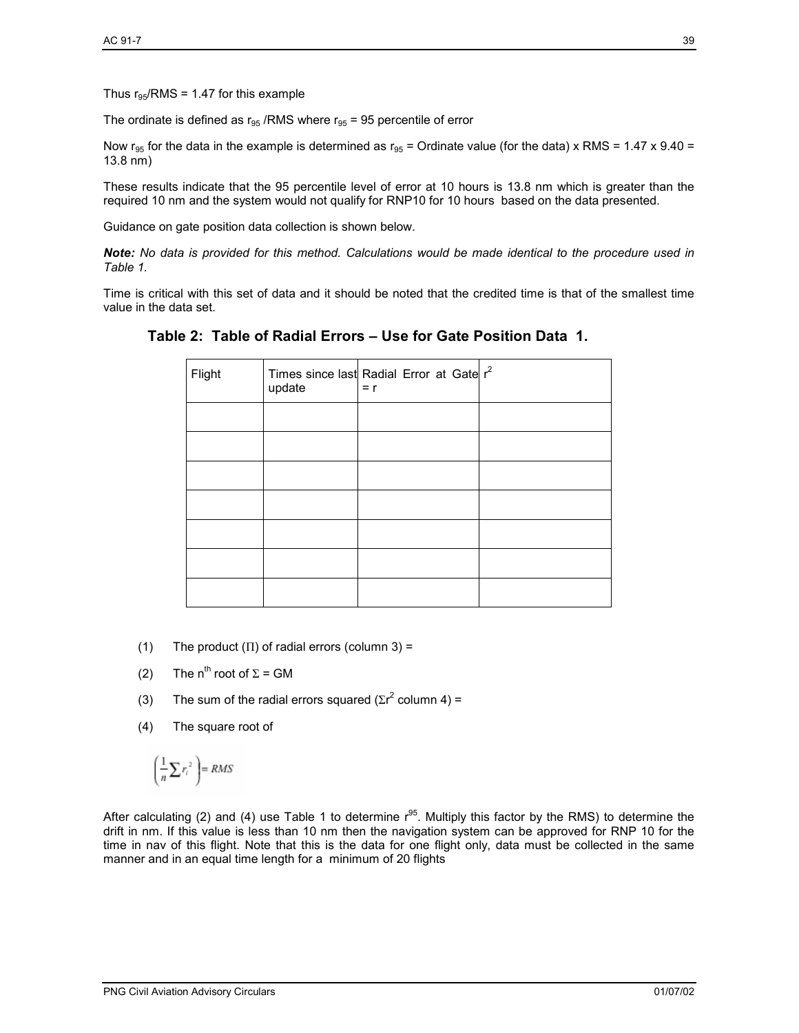Thus $r_{95}$/RMS = 1.47 for this example

The ordinate is defined as $r_{95}$ /RMS where $r_{95}$ = 95 percentile of error

Now $r_{95}$ for the data in the example is determined as $r_{95}$ = Ordinate value (for the data) x RMS = 1.47 x 9.40 = 13.8 nm)

These results indicate that the 95 percentile level of error at 10 hours is 13.8 nm which is greater than the required 10 nm and the system would not qualify for RNP10 for 10 hours based on the data presented.

Guidance on gate position data collection is shown below.

***Note:*** *No data is provided for this method. Calculations would be made identical to the procedure used in Table 1.*

Time is critical with this set of data and it should be noted that the credited time is that of the smallest time value in the data set.

**Table 2: Table of Radial Errors – Use for Gate Position Data 1.**

| Flight | Times since last update | Radial Error at Gate = r | $r^2$ |
|---|---|---|---|
| | | | |
| | | | |
| | | | |
| | | | |
| | | | |
| | | | |
| | | | |

(1) The product ($\Pi$) of radial errors (column 3) =

(2) The $n^{th}$ root of $\Sigma$ = GM

(3) The sum of the radial errors squared ($\Sigma r^2$ column 4) =

(4) The square root of

$$\left(\frac{1}{n}\sum r_i^2\right) = RMS$$

After calculating (2) and (4) use Table 1 to determine $r^{95}$. Multiply this factor by the RMS) to determine the drift in nm. If this value is less than 10 nm then the navigation system can be approved for RNP 10 for the time in nav of this flight. Note that this is the data for one flight only, data must be collected in the same manner and in an equal time length for a minimum of 20 flights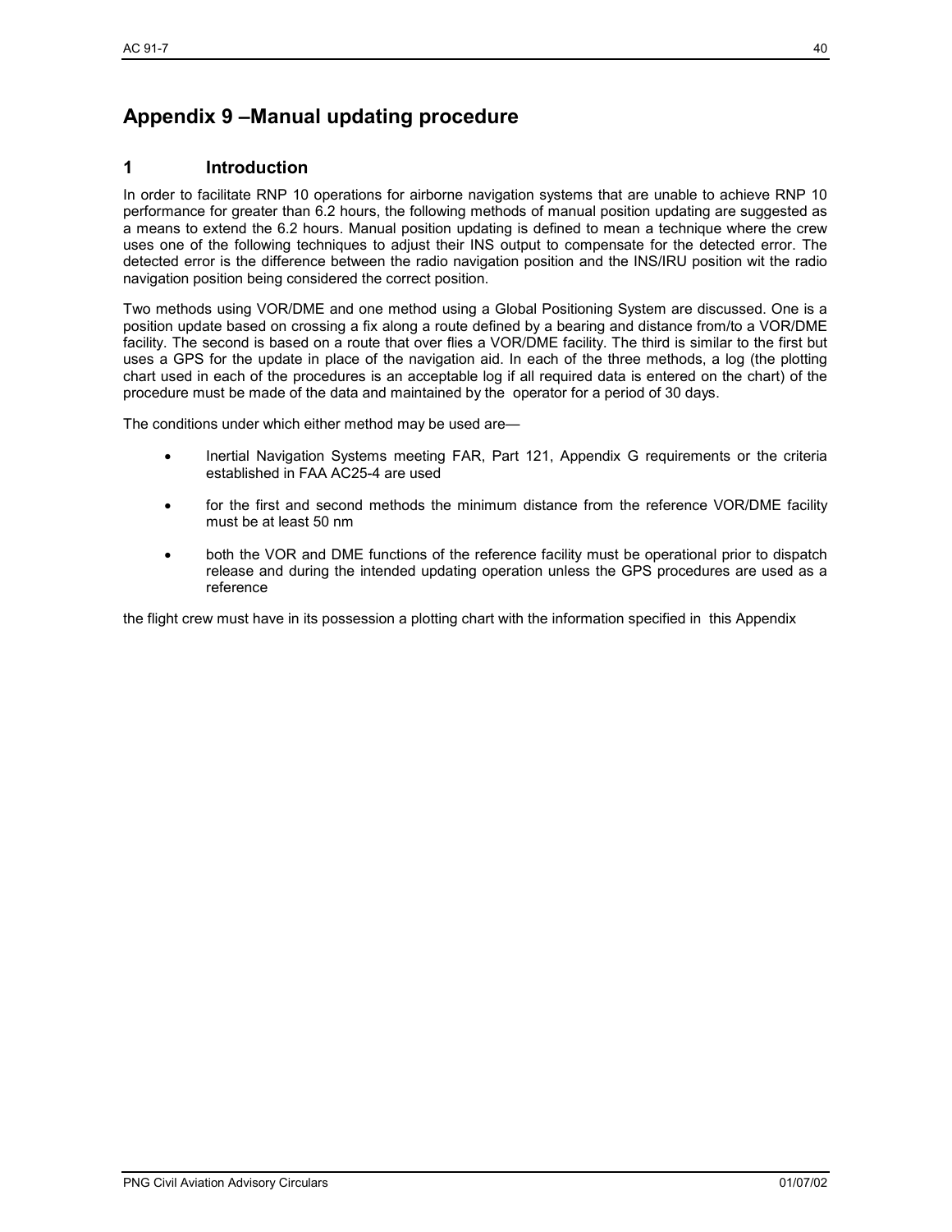# Appendix 9 –Manual updating procedure

## 1 Introduction

In order to facilitate RNP 10 operations for airborne navigation systems that are unable to achieve RNP 10 performance for greater than 6.2 hours, the following methods of manual position updating are suggested as a means to extend the 6.2 hours. Manual position updating is defined to mean a technique where the crew uses one of the following techniques to adjust their INS output to compensate for the detected error. The detected error is the difference between the radio navigation position and the INS/IRU position wit the radio navigation position being considered the correct position.

Two methods using VOR/DME and one method using a Global Positioning System are discussed. One is a position update based on crossing a fix along a route defined by a bearing and distance from/to a VOR/DME facility. The second is based on a route that over flies a VOR/DME facility. The third is similar to the first but uses a GPS for the update in place of the navigation aid. In each of the three methods, a log (the plotting chart used in each of the procedures is an acceptable log if all required data is entered on the chart) of the procedure must be made of the data and maintained by the operator for a period of 30 days.

The conditions under which either method may be used are—

- Inertial Navigation Systems meeting FAR, Part 121, Appendix G requirements or the criteria established in FAA AC25-4 are used
- for the first and second methods the minimum distance from the reference VOR/DME facility must be at least 50 nm
- both the VOR and DME functions of the reference facility must be operational prior to dispatch release and during the intended updating operation unless the GPS procedures are used as a reference

the flight crew must have in its possession a plotting chart with the information specified in this Appendix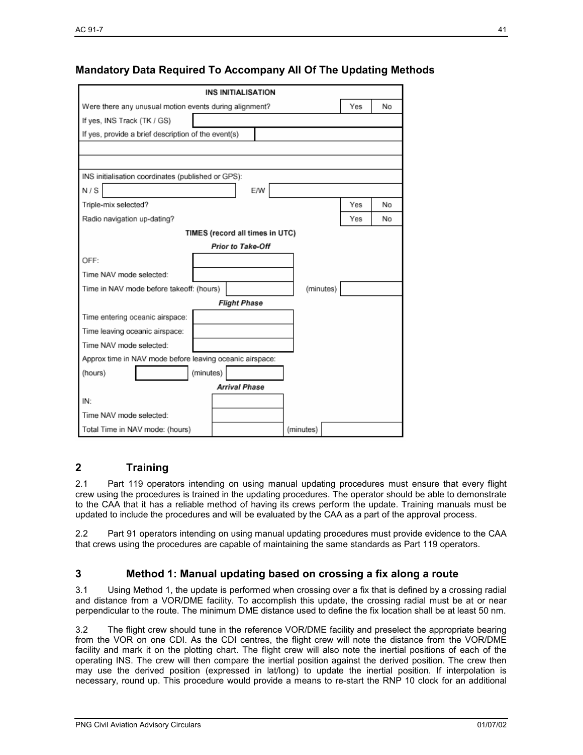## Mandatory Data Required To Accompany All Of The Updating Methods

| INS INITIALISATION | | | |
|---|---|---|---|
| Were there any unusual motion events during alignment? | | Yes | No |
| If yes, INS Track (TK / GS) | | | |
| If yes, provide a brief description of the event(s) | | | |
| | | | |
| | | | |
| INS initialisation coordinates (published or GPS): | | | |
| N / S | E/W | | |
| Triple-mix selected? | | Yes | No |
| Radio navigation up-dating? | | Yes | No |
| **TIMES (record all times in UTC)** | | | |
| ***Prior to Take-Off*** | | | |
| OFF: | | | |
| Time NAV mode selected: | | | |
| Time in NAV mode before takeoff: (hours) | | (minutes) | |
| ***Flight Phase*** | | | |
| Time entering oceanic airspace: | | | |
| Time leaving oceanic airspace: | | | |
| Time NAV mode selected: | | | |
| Approx time in NAV mode before leaving oceanic airspace: | | | |
| (hours) | (minutes) | | |
| ***Arrival Phase*** | | | |
| IN: | | | |
| Time NAV mode selected: | | | |
| Total Time in NAV mode: (hours) | | (minutes) | |

## 2 Training

2.1 Part 119 operators intending on using manual updating procedures must ensure that every flight crew using the procedures is trained in the updating procedures. The operator should be able to demonstrate to the CAA that it has a reliable method of having its crews perform the update. Training manuals must be updated to include the procedures and will be evaluated by the CAA as a part of the approval process.

2.2 Part 91 operators intending on using manual updating procedures must provide evidence to the CAA that crews using the procedures are capable of maintaining the same standards as Part 119 operators.

## 3 Method 1: Manual updating based on crossing a fix along a route

3.1 Using Method 1, the update is performed when crossing over a fix that is defined by a crossing radial and distance from a VOR/DME facility. To accomplish this update, the crossing radial must be at or near perpendicular to the route. The minimum DME distance used to define the fix location shall be at least 50 nm.

3.2 The flight crew should tune in the reference VOR/DME facility and preselect the appropriate bearing from the VOR on one CDI. As the CDI centres, the flight crew will note the distance from the VOR/DME facility and mark it on the plotting chart. The flight crew will also note the inertial positions of each of the operating INS. The crew will then compare the inertial position against the derived position. The crew then may use the derived position (expressed in lat/long) to update the inertial position. If interpolation is necessary, round up. This procedure would provide a means to re-start the RNP 10 clock for an additional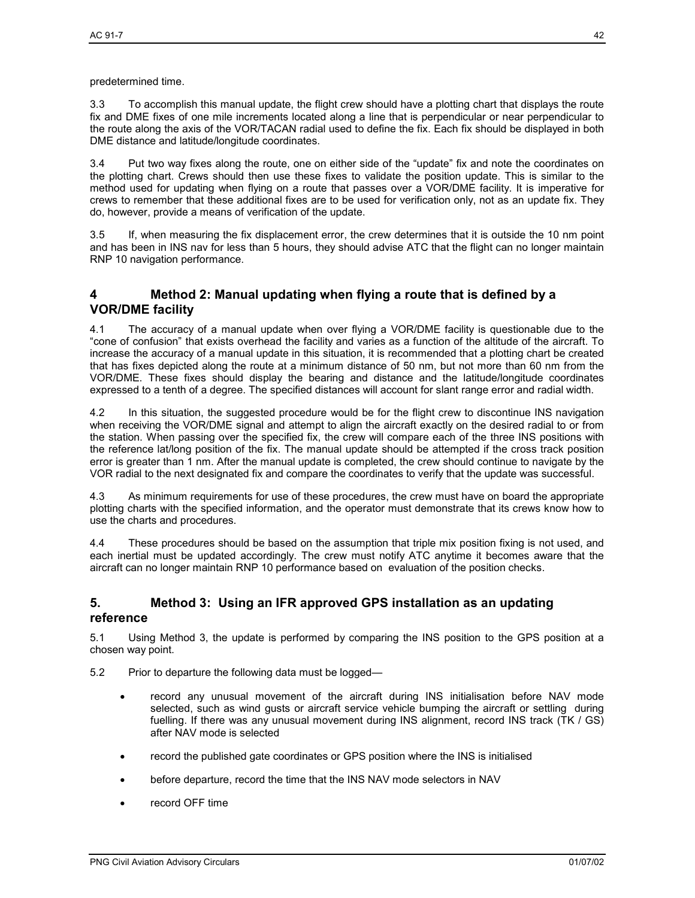predetermined time.

3.3 To accomplish this manual update, the flight crew should have a plotting chart that displays the route fix and DME fixes of one mile increments located along a line that is perpendicular or near perpendicular to the route along the axis of the VOR/TACAN radial used to define the fix. Each fix should be displayed in both DME distance and latitude/longitude coordinates.

3.4 Put two way fixes along the route, one on either side of the “update” fix and note the coordinates on the plotting chart. Crews should then use these fixes to validate the position update. This is similar to the method used for updating when flying on a route that passes over a VOR/DME facility. It is imperative for crews to remember that these additional fixes are to be used for verification only, not as an update fix. They do, however, provide a means of verification of the update.

3.5 If, when measuring the fix displacement error, the crew determines that it is outside the 10 nm point and has been in INS nav for less than 5 hours, they should advise ATC that the flight can no longer maintain RNP 10 navigation performance.

## 4 Method 2: Manual updating when flying a route that is defined by a VOR/DME facility

4.1 The accuracy of a manual update when over flying a VOR/DME facility is questionable due to the “cone of confusion” that exists overhead the facility and varies as a function of the altitude of the aircraft. To increase the accuracy of a manual update in this situation, it is recommended that a plotting chart be created that has fixes depicted along the route at a minimum distance of 50 nm, but not more than 60 nm from the VOR/DME. These fixes should display the bearing and distance and the latitude/longitude coordinates expressed to a tenth of a degree. The specified distances will account for slant range error and radial width.

4.2 In this situation, the suggested procedure would be for the flight crew to discontinue INS navigation when receiving the VOR/DME signal and attempt to align the aircraft exactly on the desired radial to or from the station. When passing over the specified fix, the crew will compare each of the three INS positions with the reference lat/long position of the fix. The manual update should be attempted if the cross track position error is greater than 1 nm. After the manual update is completed, the crew should continue to navigate by the VOR radial to the next designated fix and compare the coordinates to verify that the update was successful.

4.3 As minimum requirements for use of these procedures, the crew must have on board the appropriate plotting charts with the specified information, and the operator must demonstrate that its crews know how to use the charts and procedures.

4.4 These procedures should be based on the assumption that triple mix position fixing is not used, and each inertial must be updated accordingly. The crew must notify ATC anytime it becomes aware that the aircraft can no longer maintain RNP 10 performance based on evaluation of the position checks.

## 5. Method 3: Using an IFR approved GPS installation as an updating reference

5.1 Using Method 3, the update is performed by comparing the INS position to the GPS position at a chosen way point.

5.2 Prior to departure the following data must be logged—

- record any unusual movement of the aircraft during INS initialisation before NAV mode selected, such as wind gusts or aircraft service vehicle bumping the aircraft or settling during fuelling. If there was any unusual movement during INS alignment, record INS track (TK / GS) after NAV mode is selected
- record the published gate coordinates or GPS position where the INS is initialised
- before departure, record the time that the INS NAV mode selectors in NAV
- record OFF time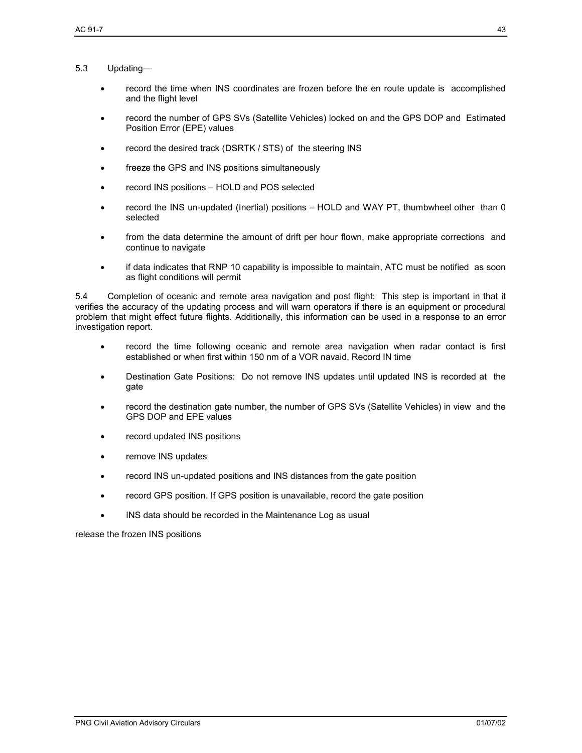5.3 Updating—

- record the time when INS coordinates are frozen before the en route update is accomplished and the flight level
- record the number of GPS SVs (Satellite Vehicles) locked on and the GPS DOP and Estimated Position Error (EPE) values
- record the desired track (DSRTK / STS) of the steering INS
- freeze the GPS and INS positions simultaneously
- record INS positions – HOLD and POS selected
- record the INS un-updated (Inertial) positions – HOLD and WAY PT, thumbwheel other than 0 selected
- from the data determine the amount of drift per hour flown, make appropriate corrections and continue to navigate
- if data indicates that RNP 10 capability is impossible to maintain, ATC must be notified as soon as flight conditions will permit

5.4 Completion of oceanic and remote area navigation and post flight: This step is important in that it verifies the accuracy of the updating process and will warn operators if there is an equipment or procedural problem that might effect future flights. Additionally, this information can be used in a response to an error investigation report.

- record the time following oceanic and remote area navigation when radar contact is first established or when first within 150 nm of a VOR navaid, Record IN time
- Destination Gate Positions: Do not remove INS updates until updated INS is recorded at the gate
- record the destination gate number, the number of GPS SVs (Satellite Vehicles) in view and the GPS DOP and EPE values
- record updated INS positions
- remove INS updates
- record INS un-updated positions and INS distances from the gate position
- record GPS position. If GPS position is unavailable, record the gate position
- INS data should be recorded in the Maintenance Log as usual

release the frozen INS positions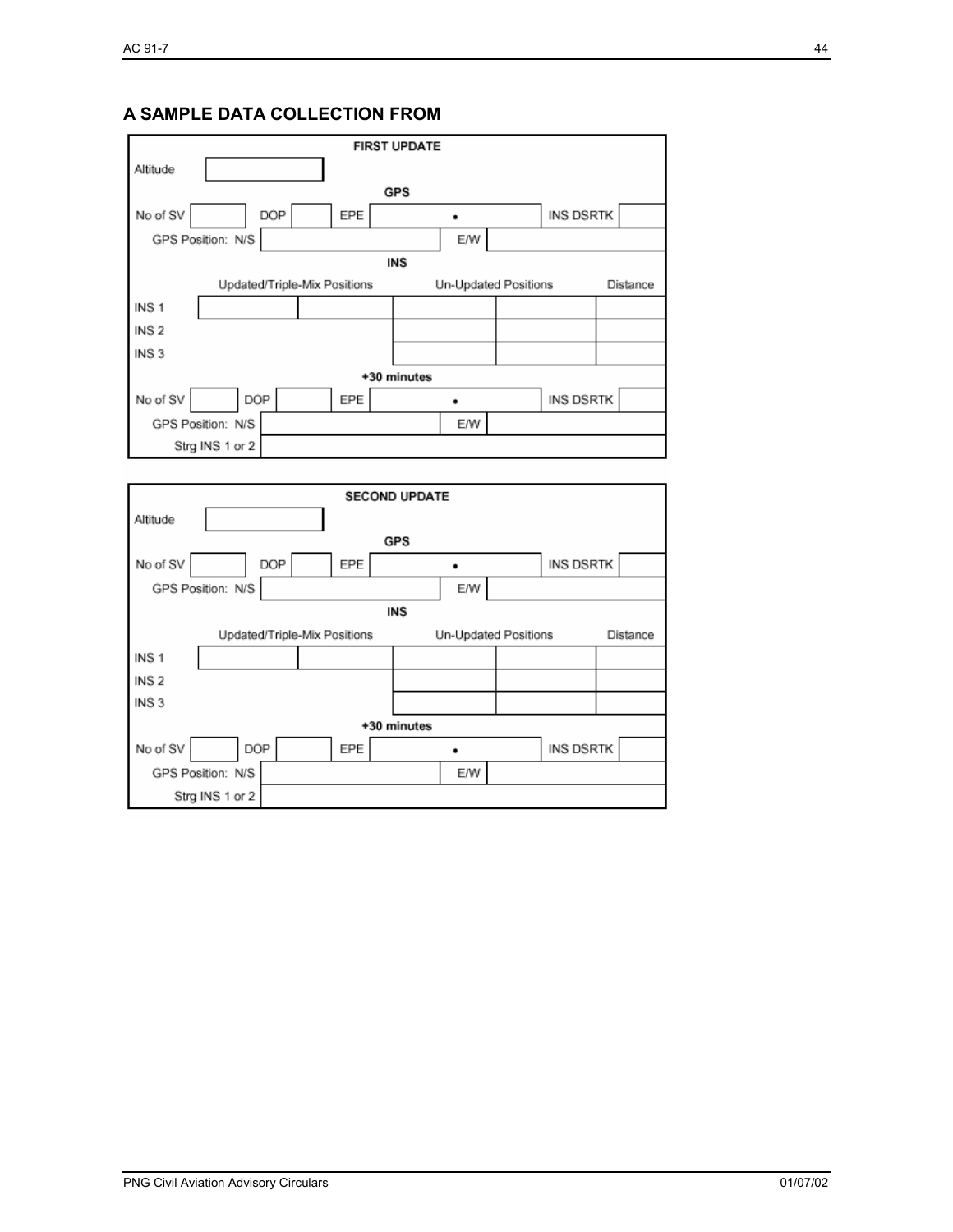## A SAMPLE DATA COLLECTION FROM

| FIRST UPDATE | | | | | | | |
|---|---|---|---|---|---|---|---|
| Altitude | | | | | | | |
| GPS | | | | | | | |
| No of SV | | DOP | | EPE | • | INS DSRTK | |
| GPS Position: N/S | | | | E/W | | | |
| INS | | | | | | | |
| | Updated/Triple-Mix Positions | | | Un-Updated Positions | | | Distance |
| INS 1 | | | | | | | |
| INS 2 | | | | | | | |
| INS 3 | | | | | | | |
| +30 minutes | | | | | | | |
| No of SV | | DOP | | EPE | • | INS DSRTK | |
| GPS Position: N/S | | | | E/W | | | |
| Strg INS 1 or 2 | | | | | | | |

| SECOND UPDATE | | | | | | | |
|---|---|---|---|---|---|---|---|
| Altitude | | | | | | | |
| GPS | | | | | | | |
| No of SV | | DOP | | EPE | • | INS DSRTK | |
| GPS Position: N/S | | | | E/W | | | |
| INS | | | | | | | |
| | Updated/Triple-Mix Positions | | | Un-Updated Positions | | | Distance |
| INS 1 | | | | | | | |
| INS 2 | | | | | | | |
| INS 3 | | | | | | | |
| +30 minutes | | | | | | | |
| No of SV | | DOP | | EPE | • | INS DSRTK | |
| GPS Position: N/S | | | | E/W | | | |
| Strg INS 1 or 2 | | | | | | | |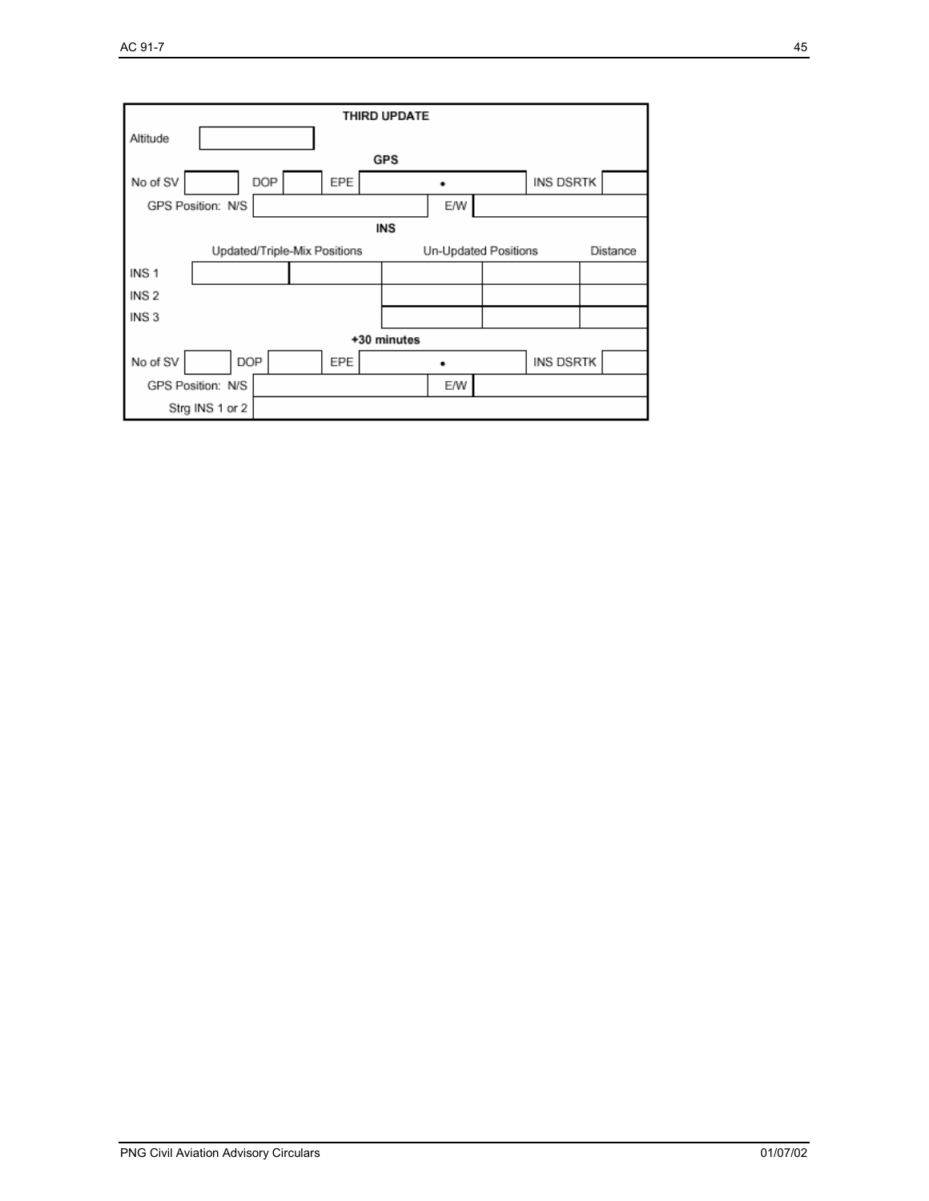**THIRD UPDATE**

| | | | | | | | |
|---|---|---|---|---|---|---|---|
| Altitude | | | | | | | |

**GPS**

| | | | | | | | |
|---|---|---|---|---|---|---|---|
| No of SV | | DOP | | EPE | • | INS DSRTK | |
| GPS Position: N/S | | | E/W | | | | |

**INS**

| | Updated/Triple-Mix Positions | | Un-Updated Positions | | Distance |
|---|---|---|---|---|---|
| INS 1 | | | | | |
| INS 2 | | | | | |
| INS 3 | | | | | |

**+30 minutes**

| | | | | | | | |
|---|---|---|---|---|---|---|---|
| No of SV | | DOP | | EPE | • | INS DSRTK | |
| GPS Position: N/S | | | E/W | | | | |
| Strg INS 1 or 2 | | | | | | | |